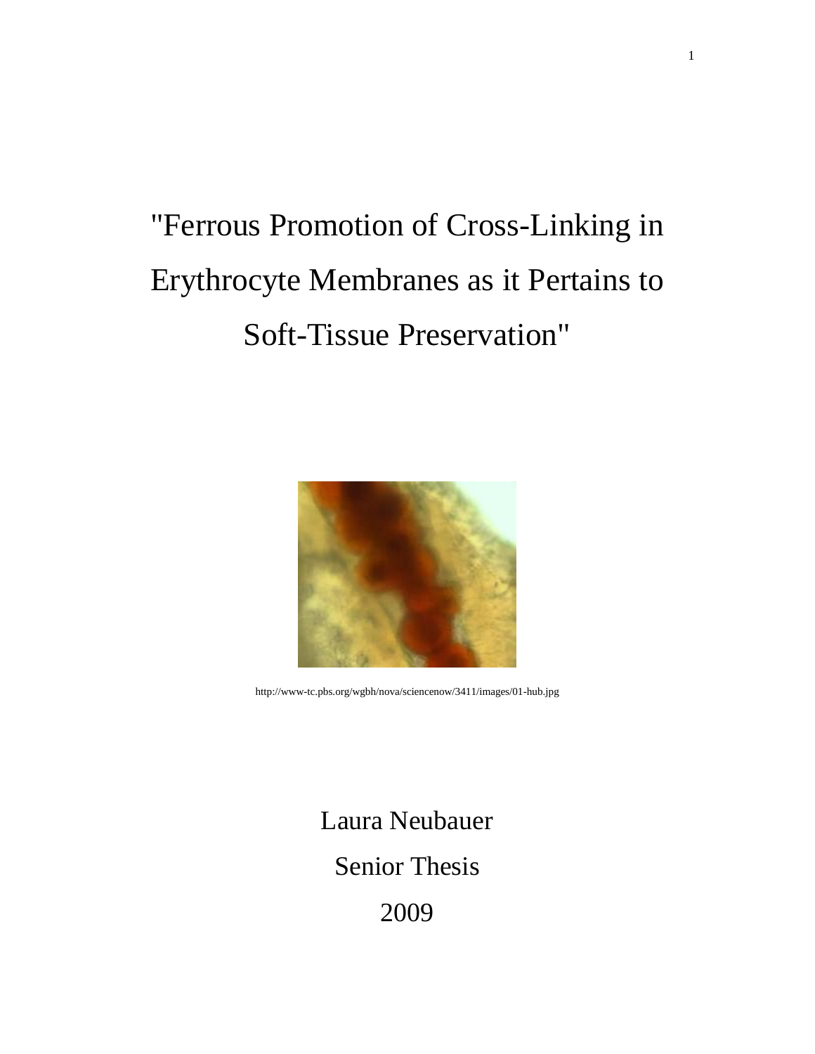# "Ferrous Promotion of Cross-Linking in Erythrocyte Membranes as it Pertains to Soft-Tissue Preservation"

http://www-tc.pbs.org/wgbh/nova/sciencenow/3411/images/01-hub.jpg

Laura Neubauer

Senior Thesis

2009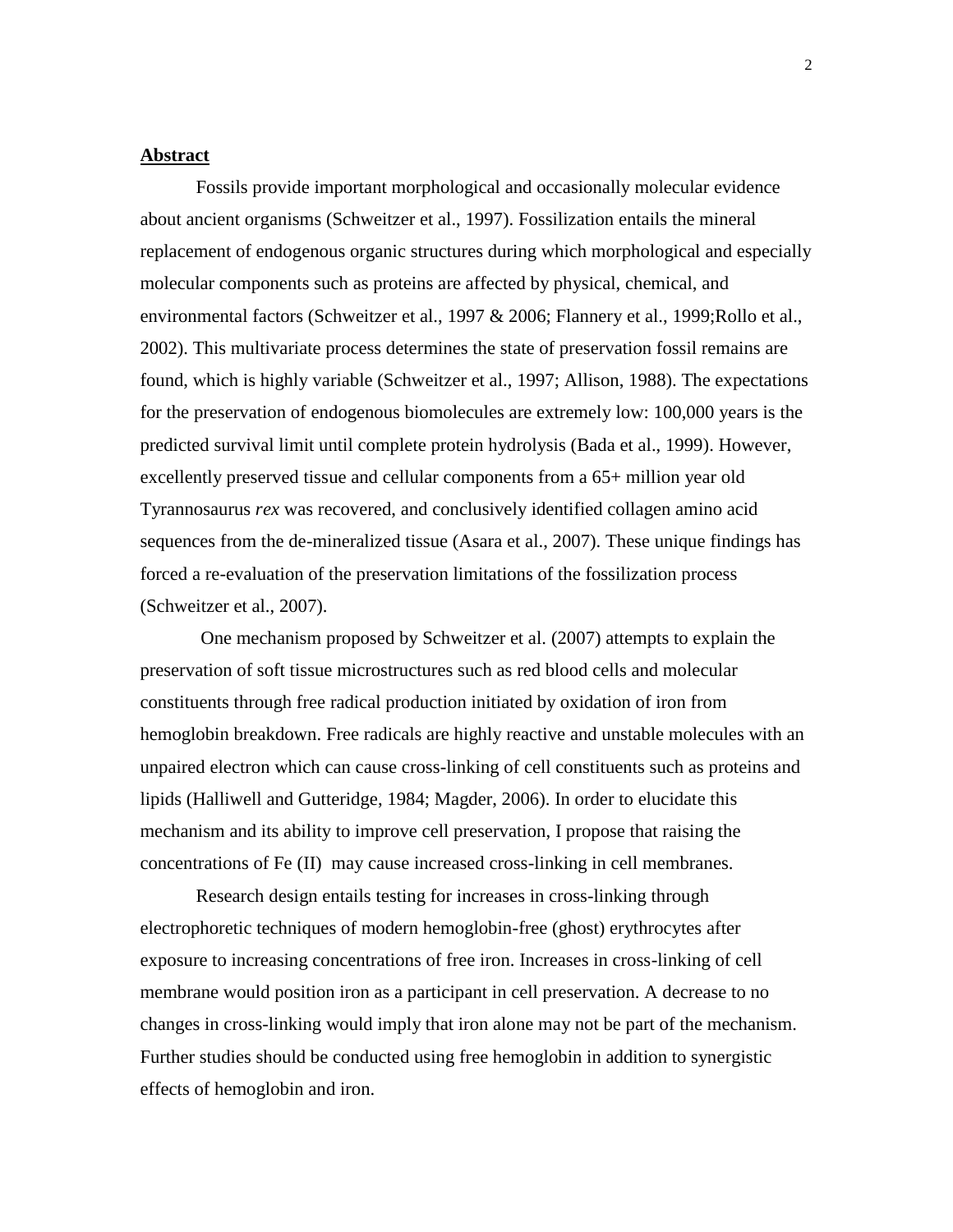**Abstract**

Fossils provide important morphological and occasionally molecular evidence about ancient organisms (Schweitzer et al., 1997). Fossilization entails the mineral replacement of endogenous organic structures during which morphological and especially molecular components such as proteins are affected by physical, chemical, and environmental factors (Schweitzer et al., 1997 & 2006; Flannery et al., 1999;Rollo et al., 2002). This multivariate process determines the state of preservation fossil remains are found, which is highly variable (Schweitzer et al., 1997; Allison, 1988). The expectations for the preservation of endogenous biomolecules are extremely low: 100,000 years is the predicted survival limit until complete protein hydrolysis (Bada et al., 1999). However, excellently preserved tissue and cellular components from a 65+ million year old Tyrannosaurus *rex* was recovered, and conclusively identified collagen amino acid sequences from the de-mineralized tissue (Asara et al., 2007). These unique findings has forced a re-evaluation of the preservation limitations of the fossilization process (Schweitzer et al., 2007).

One mechanism proposed by Schweitzer et al. (2007) attempts to explain the preservation of soft tissue microstructures such as red blood cells and molecular constituents through free radical production initiated by oxidation of iron from hemoglobin breakdown. Free radicals are highly reactive and unstable molecules with an unpaired electron which can cause cross-linking of cell constituents such as proteins and lipids (Halliwell and Gutteridge, 1984; Magder, 2006). In order to elucidate this mechanism and its ability to improve cell preservation, I propose that raising the concentrations of Fe (II) may cause increased cross-linking in cell membranes.

Research design entails testing for increases in cross-linking through electrophoretic techniques of modern hemoglobin-free (ghost) erythrocytes after exposure to increasing concentrations of free iron. Increases in cross-linking of cell membrane would position iron as a participant in cell preservation. A decrease to no changes in cross-linking would imply that iron alone may not be part of the mechanism. Further studies should be conducted using free hemoglobin in addition to synergistic effects of hemoglobin and iron.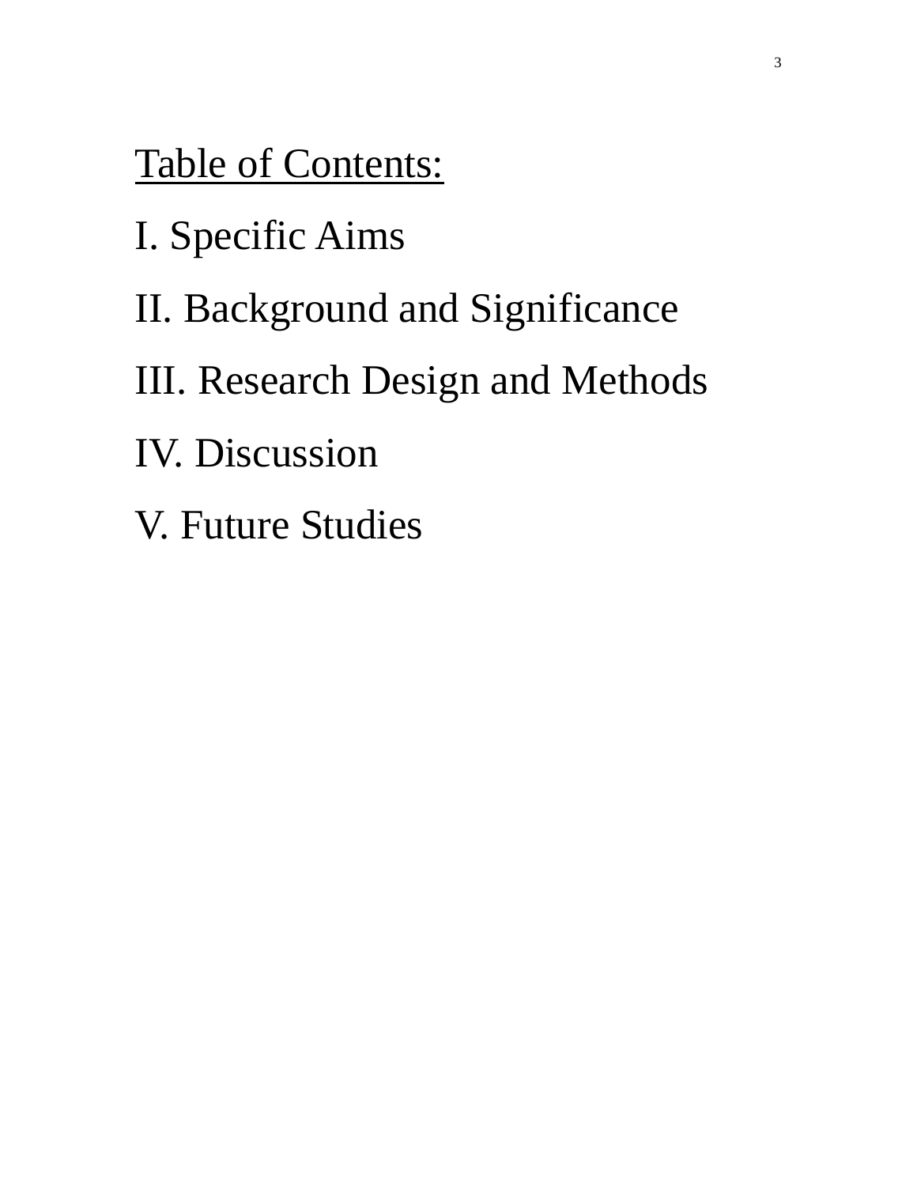<u>Table of Contents:</u>

I. Specific Aims

II. Background and Significance

III. Research Design and Methods

IV. Discussion

V. Future Studies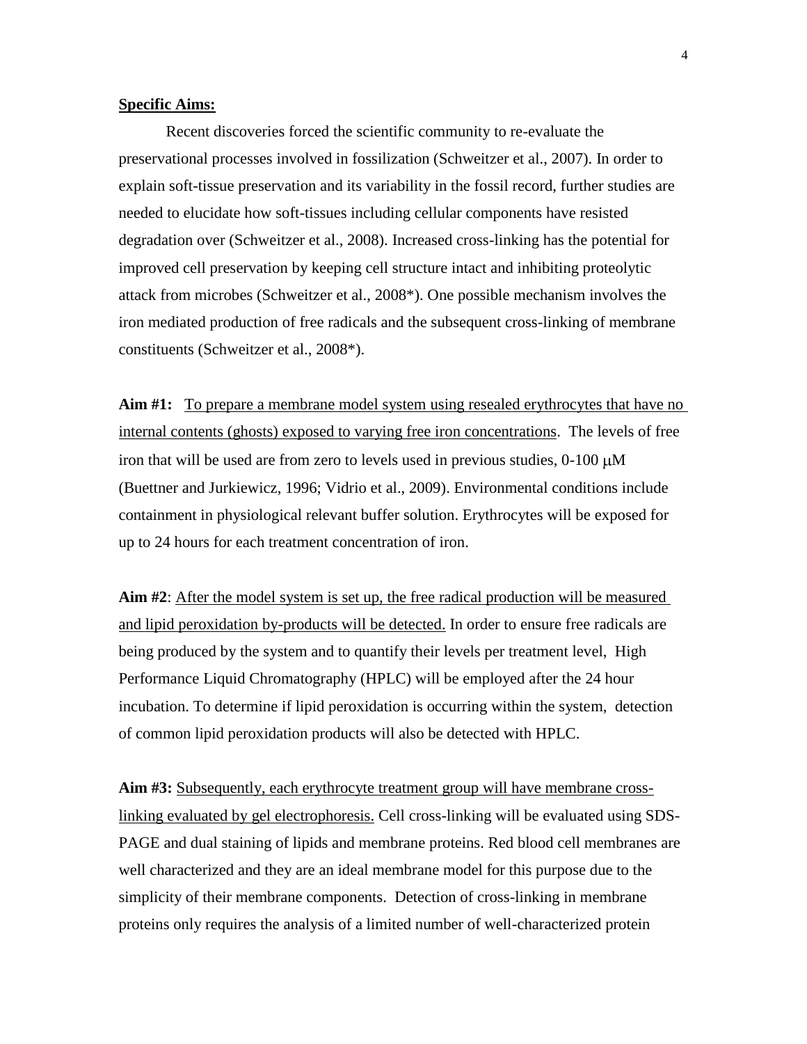**<u>Specific Aims:</u>**

Recent discoveries forced the scientific community to re-evaluate the preservational processes involved in fossilization (Schweitzer et al., 2007). In order to explain soft-tissue preservation and its variability in the fossil record, further studies are needed to elucidate how soft-tissues including cellular components have resisted degradation over (Schweitzer et al., 2008). Increased cross-linking has the potential for improved cell preservation by keeping cell structure intact and inhibiting proteolytic attack from microbes (Schweitzer et al., 2008*). One possible mechanism involves the iron mediated production of free radicals and the subsequent cross-linking of membrane constituents (Schweitzer et al., 2008*).

**Aim #1:** <u>To prepare a membrane model system using resealed erythrocytes that have no internal contents (ghosts) exposed to varying free iron concentrations</u>. The levels of free iron that will be used are from zero to levels used in previous studies, 0-100 $\mu$M (Buettner and Jurkiewicz, 1996; Vidrio et al., 2009). Environmental conditions include containment in physiological relevant buffer solution. Erythrocytes will be exposed for up to 24 hours for each treatment concentration of iron.

**Aim #2**: <u>After the model system is set up, the free radical production will be measured and lipid peroxidation by-products will be detected.</u> In order to ensure free radicals are being produced by the system and to quantify their levels per treatment level, High Performance Liquid Chromatography (HPLC) will be employed after the 24 hour incubation. To determine if lipid peroxidation is occurring within the system, detection of common lipid peroxidation products will also be detected with HPLC.

**Aim #3:** <u>Subsequently, each erythrocyte treatment group will have membrane cross-linking evaluated by gel electrophoresis.</u> Cell cross-linking will be evaluated using SDS-PAGE and dual staining of lipids and membrane proteins. Red blood cell membranes are well characterized and they are an ideal membrane model for this purpose due to the simplicity of their membrane components. Detection of cross-linking in membrane proteins only requires the analysis of a limited number of well-characterized protein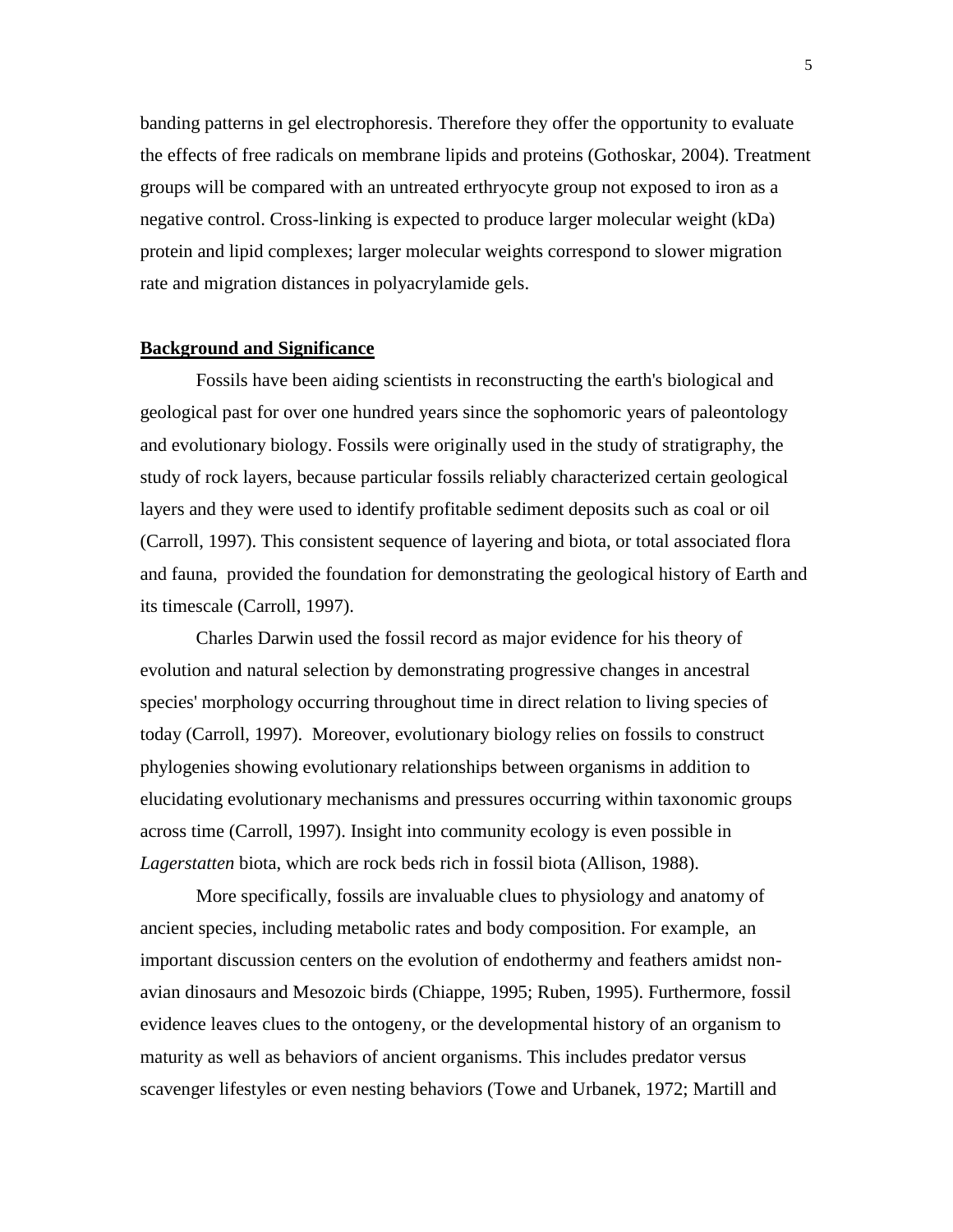banding patterns in gel electrophoresis. Therefore they offer the opportunity to evaluate the effects of free radicals on membrane lipids and proteins (Gothoskar, 2004). Treatment groups will be compared with an untreated erthryocyte group not exposed to iron as a negative control. Cross-linking is expected to produce larger molecular weight (kDa) protein and lipid complexes; larger molecular weights correspond to slower migration rate and migration distances in polyacrylamide gels.

## Background and Significance

Fossils have been aiding scientists in reconstructing the earth's biological and geological past for over one hundred years since the sophomoric years of paleontology and evolutionary biology. Fossils were originally used in the study of stratigraphy, the study of rock layers, because particular fossils reliably characterized certain geological layers and they were used to identify profitable sediment deposits such as coal or oil (Carroll, 1997). This consistent sequence of layering and biota, or total associated flora and fauna, provided the foundation for demonstrating the geological history of Earth and its timescale (Carroll, 1997).

Charles Darwin used the fossil record as major evidence for his theory of evolution and natural selection by demonstrating progressive changes in ancestral species' morphology occurring throughout time in direct relation to living species of today (Carroll, 1997). Moreover, evolutionary biology relies on fossils to construct phylogenies showing evolutionary relationships between organisms in addition to elucidating evolutionary mechanisms and pressures occurring within taxonomic groups across time (Carroll, 1997). Insight into community ecology is even possible in *Lagerstatten* biota, which are rock beds rich in fossil biota (Allison, 1988).

More specifically, fossils are invaluable clues to physiology and anatomy of ancient species, including metabolic rates and body composition. For example, an important discussion centers on the evolution of endothermy and feathers amidst non-avian dinosaurs and Mesozoic birds (Chiappe, 1995; Ruben, 1995). Furthermore, fossil evidence leaves clues to the ontogeny, or the developmental history of an organism to maturity as well as behaviors of ancient organisms. This includes predator versus scavenger lifestyles or even nesting behaviors (Towe and Urbanek, 1972; Martill and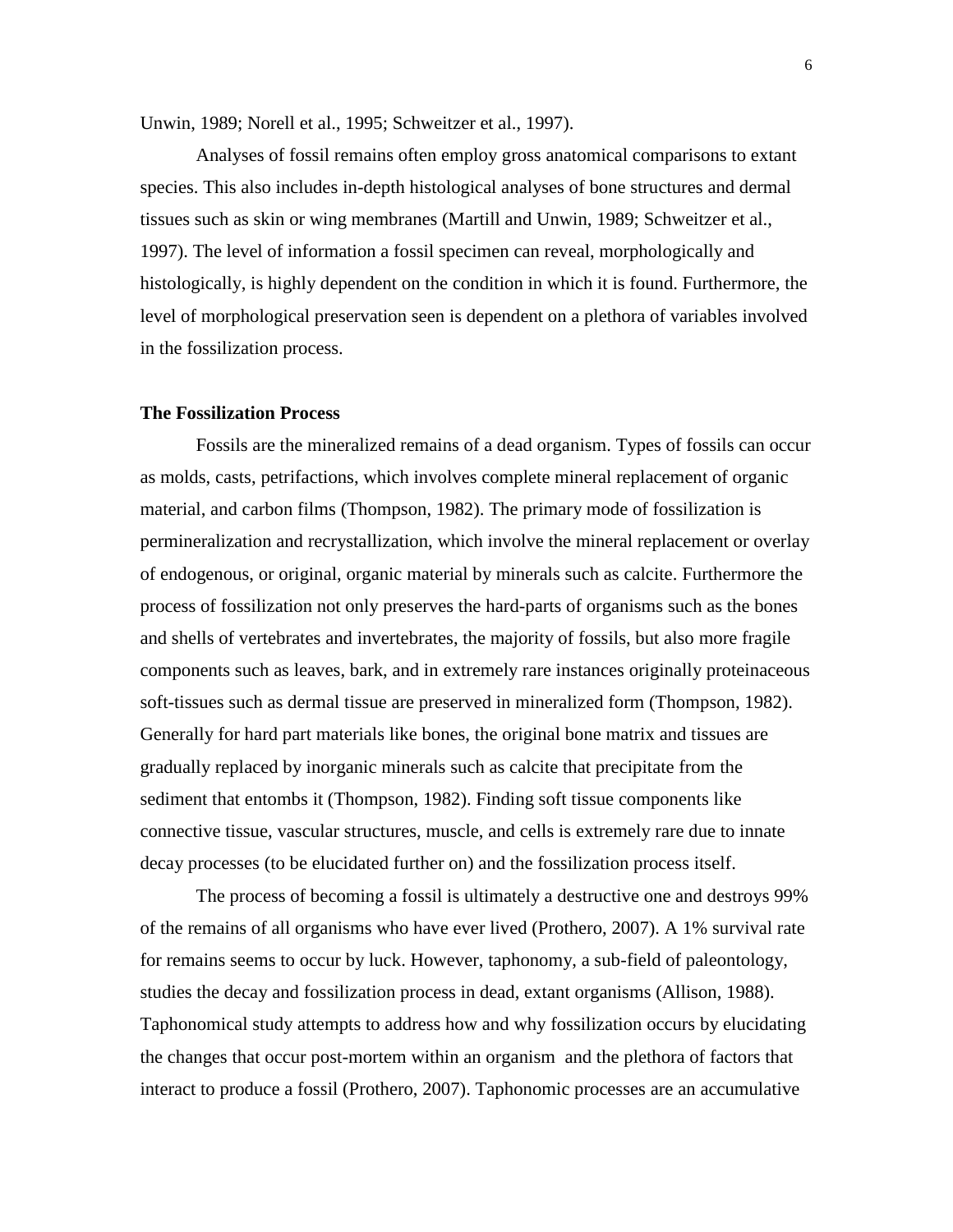Unwin, 1989; Norell et al., 1995; Schweitzer et al., 1997).

Analyses of fossil remains often employ gross anatomical comparisons to extant species. This also includes in-depth histological analyses of bone structures and dermal tissues such as skin or wing membranes (Martill and Unwin, 1989; Schweitzer et al., 1997). The level of information a fossil specimen can reveal, morphologically and histologically, is highly dependent on the condition in which it is found. Furthermore, the level of morphological preservation seen is dependent on a plethora of variables involved in the fossilization process.

### The Fossilization Process

Fossils are the mineralized remains of a dead organism. Types of fossils can occur as molds, casts, petrifactions, which involves complete mineral replacement of organic material, and carbon films (Thompson, 1982). The primary mode of fossilization is permineralization and recrystallization, which involve the mineral replacement or overlay of endogenous, or original, organic material by minerals such as calcite. Furthermore the process of fossilization not only preserves the hard-parts of organisms such as the bones and shells of vertebrates and invertebrates, the majority of fossils, but also more fragile components such as leaves, bark, and in extremely rare instances originally proteinaceous soft-tissues such as dermal tissue are preserved in mineralized form (Thompson, 1982). Generally for hard part materials like bones, the original bone matrix and tissues are gradually replaced by inorganic minerals such as calcite that precipitate from the sediment that entombs it (Thompson, 1982). Finding soft tissue components like connective tissue, vascular structures, muscle, and cells is extremely rare due to innate decay processes (to be elucidated further on) and the fossilization process itself.

The process of becoming a fossil is ultimately a destructive one and destroys 99% of the remains of all organisms who have ever lived (Prothero, 2007). A 1% survival rate for remains seems to occur by luck. However, taphonomy, a sub-field of paleontology, studies the decay and fossilization process in dead, extant organisms (Allison, 1988). Taphonomical study attempts to address how and why fossilization occurs by elucidating the changes that occur post-mortem within an organism and the plethora of factors that interact to produce a fossil (Prothero, 2007). Taphonomic processes are an accumulative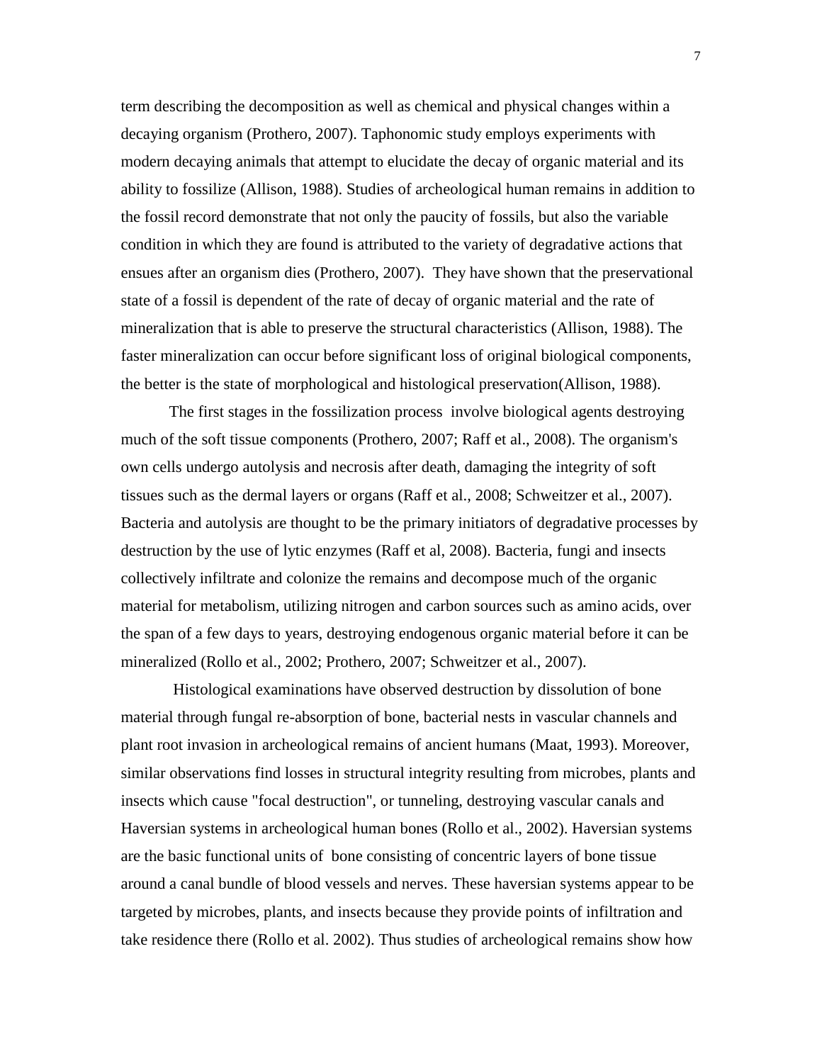term describing the decomposition as well as chemical and physical changes within a decaying organism (Prothero, 2007). Taphonomic study employs experiments with modern decaying animals that attempt to elucidate the decay of organic material and its ability to fossilize (Allison, 1988). Studies of archeological human remains in addition to the fossil record demonstrate that not only the paucity of fossils, but also the variable condition in which they are found is attributed to the variety of degradative actions that ensues after an organism dies (Prothero, 2007). They have shown that the preservational state of a fossil is dependent of the rate of decay of organic material and the rate of mineralization that is able to preserve the structural characteristics (Allison, 1988). The faster mineralization can occur before significant loss of original biological components, the better is the state of morphological and histological preservation(Allison, 1988).

The first stages in the fossilization process involve biological agents destroying much of the soft tissue components (Prothero, 2007; Raff et al., 2008). The organism's own cells undergo autolysis and necrosis after death, damaging the integrity of soft tissues such as the dermal layers or organs (Raff et al., 2008; Schweitzer et al., 2007). Bacteria and autolysis are thought to be the primary initiators of degradative processes by destruction by the use of lytic enzymes (Raff et al, 2008). Bacteria, fungi and insects collectively infiltrate and colonize the remains and decompose much of the organic material for metabolism, utilizing nitrogen and carbon sources such as amino acids, over the span of a few days to years, destroying endogenous organic material before it can be mineralized (Rollo et al., 2002; Prothero, 2007; Schweitzer et al., 2007).

Histological examinations have observed destruction by dissolution of bone material through fungal re-absorption of bone, bacterial nests in vascular channels and plant root invasion in archeological remains of ancient humans (Maat, 1993). Moreover, similar observations find losses in structural integrity resulting from microbes, plants and insects which cause "focal destruction", or tunneling, destroying vascular canals and Haversian systems in archeological human bones (Rollo et al., 2002). Haversian systems are the basic functional units of bone consisting of concentric layers of bone tissue around a canal bundle of blood vessels and nerves. These haversian systems appear to be targeted by microbes, plants, and insects because they provide points of infiltration and take residence there (Rollo et al. 2002). Thus studies of archeological remains show how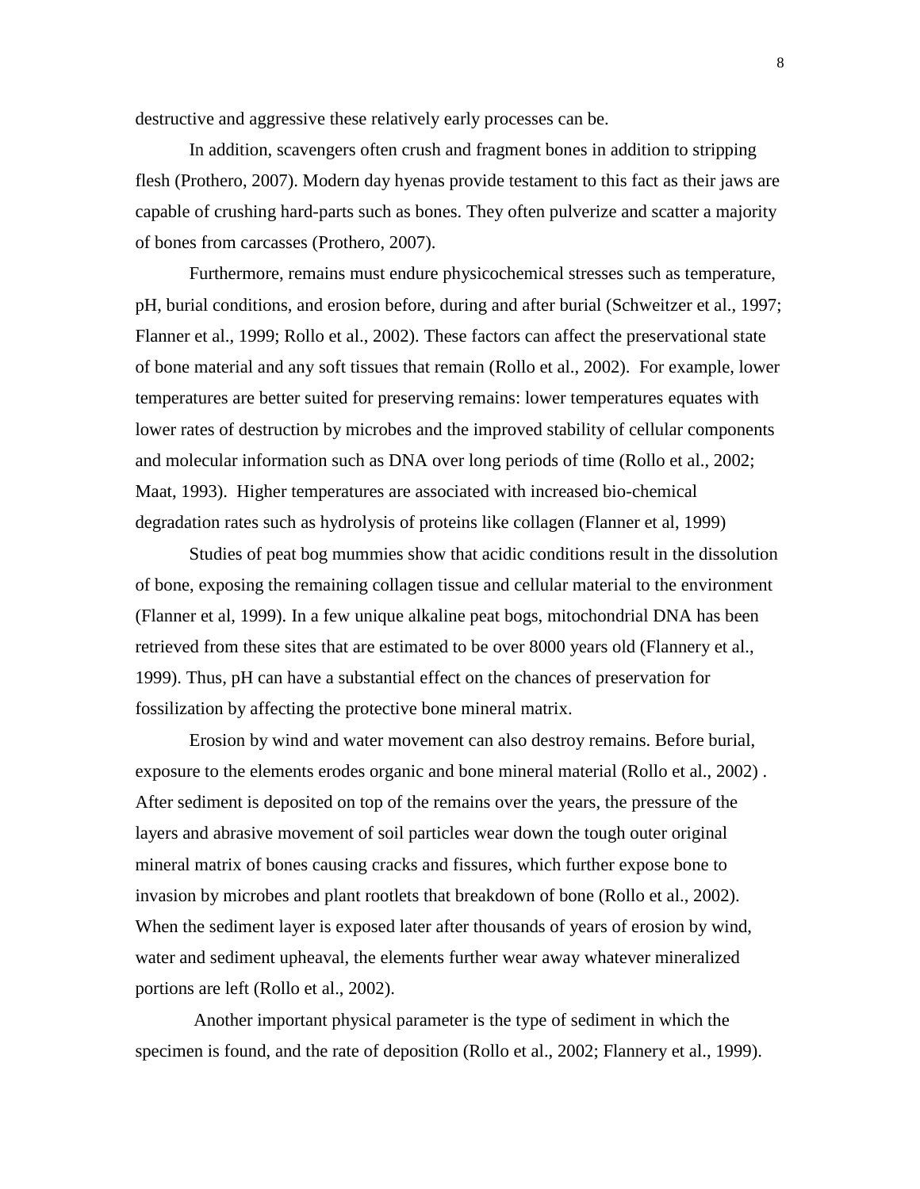destructive and aggressive these relatively early processes can be.

In addition, scavengers often crush and fragment bones in addition to stripping flesh (Prothero, 2007). Modern day hyenas provide testament to this fact as their jaws are capable of crushing hard-parts such as bones. They often pulverize and scatter a majority of bones from carcasses (Prothero, 2007).

Furthermore, remains must endure physicochemical stresses such as temperature, pH, burial conditions, and erosion before, during and after burial (Schweitzer et al., 1997; Flanner et al., 1999; Rollo et al., 2002). These factors can affect the preservational state of bone material and any soft tissues that remain (Rollo et al., 2002). For example, lower temperatures are better suited for preserving remains: lower temperatures equates with lower rates of destruction by microbes and the improved stability of cellular components and molecular information such as DNA over long periods of time (Rollo et al., 2002; Maat, 1993). Higher temperatures are associated with increased bio-chemical degradation rates such as hydrolysis of proteins like collagen (Flanner et al, 1999)

Studies of peat bog mummies show that acidic conditions result in the dissolution of bone, exposing the remaining collagen tissue and cellular material to the environment (Flanner et al, 1999). In a few unique alkaline peat bogs, mitochondrial DNA has been retrieved from these sites that are estimated to be over 8000 years old (Flannery et al., 1999). Thus, pH can have a substantial effect on the chances of preservation for fossilization by affecting the protective bone mineral matrix.

Erosion by wind and water movement can also destroy remains. Before burial, exposure to the elements erodes organic and bone mineral material (Rollo et al., 2002) . After sediment is deposited on top of the remains over the years, the pressure of the layers and abrasive movement of soil particles wear down the tough outer original mineral matrix of bones causing cracks and fissures, which further expose bone to invasion by microbes and plant rootlets that breakdown of bone (Rollo et al., 2002). When the sediment layer is exposed later after thousands of years of erosion by wind, water and sediment upheaval, the elements further wear away whatever mineralized portions are left (Rollo et al., 2002).

Another important physical parameter is the type of sediment in which the specimen is found, and the rate of deposition (Rollo et al., 2002; Flannery et al., 1999).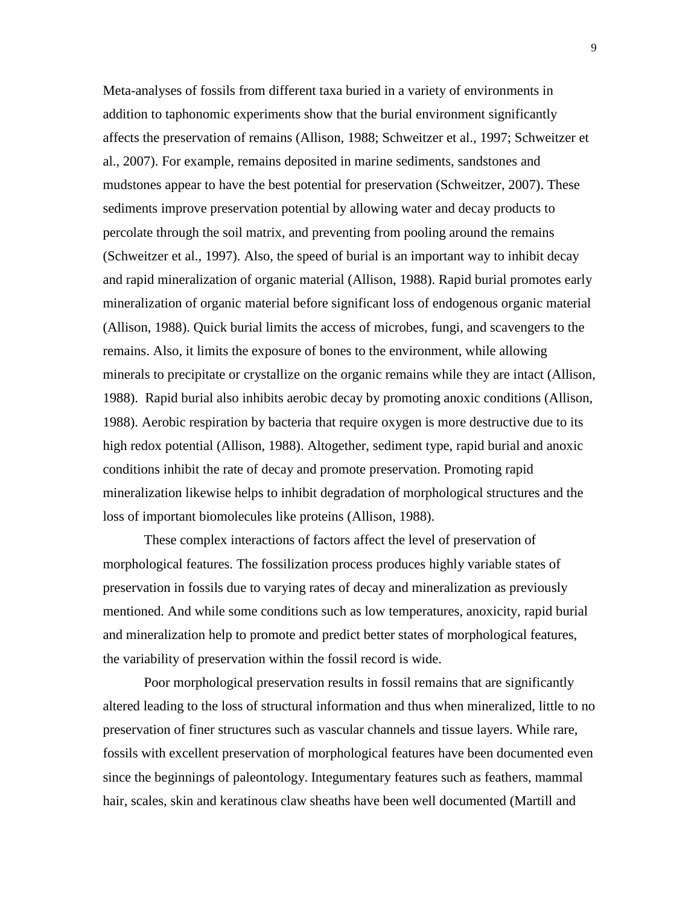Meta-analyses of fossils from different taxa buried in a variety of environments in addition to taphonomic experiments show that the burial environment significantly affects the preservation of remains (Allison, 1988; Schweitzer et al., 1997; Schweitzer et al., 2007). For example, remains deposited in marine sediments, sandstones and mudstones appear to have the best potential for preservation (Schweitzer, 2007). These sediments improve preservation potential by allowing water and decay products to percolate through the soil matrix, and preventing from pooling around the remains (Schweitzer et al., 1997). Also, the speed of burial is an important way to inhibit decay and rapid mineralization of organic material (Allison, 1988). Rapid burial promotes early mineralization of organic material before significant loss of endogenous organic material (Allison, 1988). Quick burial limits the access of microbes, fungi, and scavengers to the remains. Also, it limits the exposure of bones to the environment, while allowing minerals to precipitate or crystallize on the organic remains while they are intact (Allison, 1988). Rapid burial also inhibits aerobic decay by promoting anoxic conditions (Allison, 1988). Aerobic respiration by bacteria that require oxygen is more destructive due to its high redox potential (Allison, 1988). Altogether, sediment type, rapid burial and anoxic conditions inhibit the rate of decay and promote preservation. Promoting rapid mineralization likewise helps to inhibit degradation of morphological structures and the loss of important biomolecules like proteins (Allison, 1988).

These complex interactions of factors affect the level of preservation of morphological features. The fossilization process produces highly variable states of preservation in fossils due to varying rates of decay and mineralization as previously mentioned. And while some conditions such as low temperatures, anoxicity, rapid burial and mineralization help to promote and predict better states of morphological features, the variability of preservation within the fossil record is wide.

Poor morphological preservation results in fossil remains that are significantly altered leading to the loss of structural information and thus when mineralized, little to no preservation of finer structures such as vascular channels and tissue layers. While rare, fossils with excellent preservation of morphological features have been documented even since the beginnings of paleontology. Integumentary features such as feathers, mammal hair, scales, skin and keratinous claw sheaths have been well documented (Martill and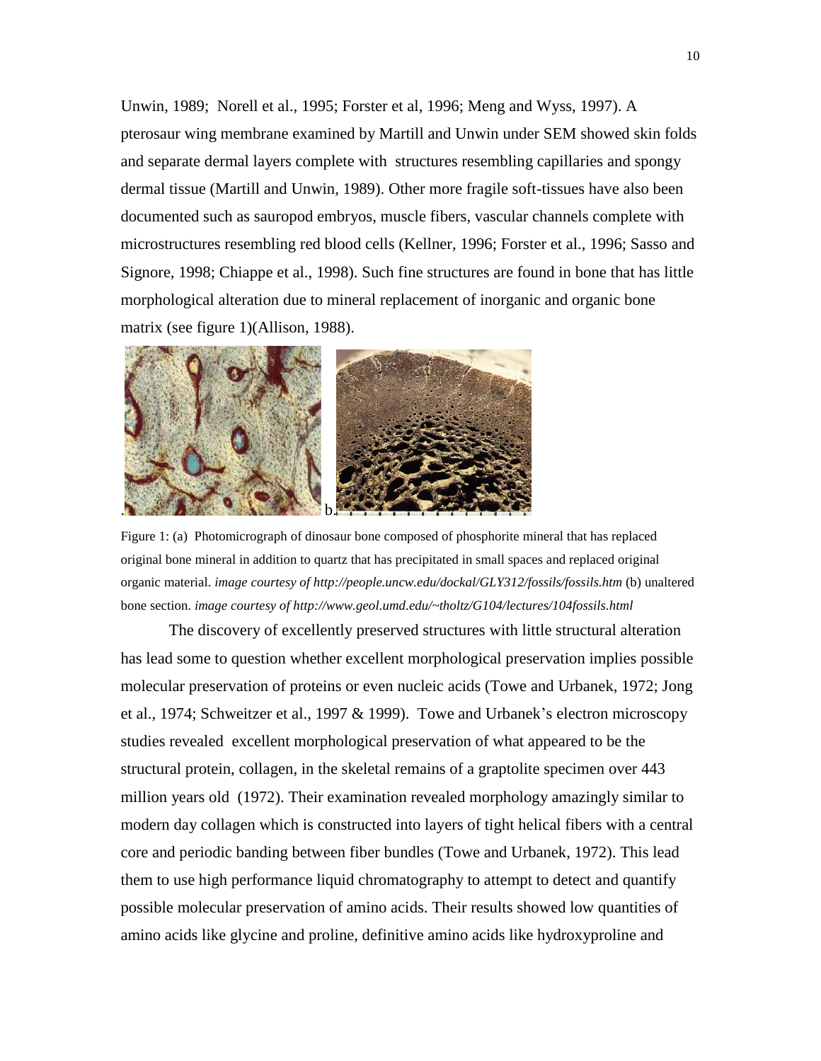Unwin, 1989; Norell et al., 1995; Forster et al, 1996; Meng and Wyss, 1997). A pterosaur wing membrane examined by Martill and Unwin under SEM showed skin folds and separate dermal layers complete with structures resembling capillaries and spongy dermal tissue (Martill and Unwin, 1989). Other more fragile soft-tissues have also been documented such as sauropod embryos, muscle fibers, vascular channels complete with microstructures resembling red blood cells (Kellner, 1996; Forster et al., 1996; Sasso and Signore, 1998; Chiappe et al., 1998). Such fine structures are found in bone that has little morphological alteration due to mineral replacement of inorganic and organic bone matrix (see figure 1)(Allison, 1988).

a. b.

Figure 1: (a) Photomicrograph of dinosaur bone composed of phosphorite mineral that has replaced original bone mineral in addition to quartz that has precipitated in small spaces and replaced original organic material. *image courtesy of http://people.uncw.edu/dockal/GLY312/fossils/fossils.htm* (b) unaltered bone section. *image courtesy of http://www.geol.umd.edu/~tholtz/G104/lectures/104fossils.html*

The discovery of excellently preserved structures with little structural alteration has lead some to question whether excellent morphological preservation implies possible molecular preservation of proteins or even nucleic acids (Towe and Urbanek, 1972; Jong et al., 1974; Schweitzer et al., 1997 & 1999). Towe and Urbanek's electron microscopy studies revealed excellent morphological preservation of what appeared to be the structural protein, collagen, in the skeletal remains of a graptolite specimen over 443 million years old (1972). Their examination revealed morphology amazingly similar to modern day collagen which is constructed into layers of tight helical fibers with a central core and periodic banding between fiber bundles (Towe and Urbanek, 1972). This lead them to use high performance liquid chromatography to attempt to detect and quantify possible molecular preservation of amino acids. Their results showed low quantities of amino acids like glycine and proline, definitive amino acids like hydroxyproline and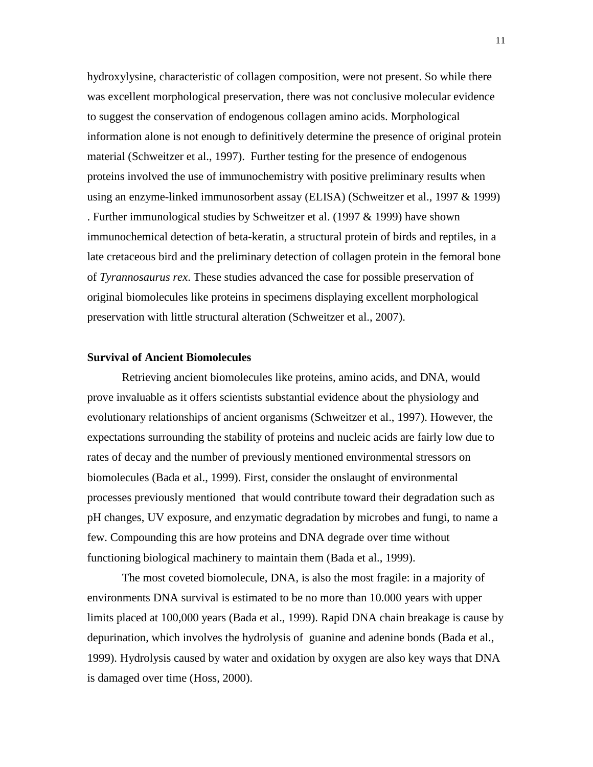hydroxylysine, characteristic of collagen composition, were not present. So while there was excellent morphological preservation, there was not conclusive molecular evidence to suggest the conservation of endogenous collagen amino acids. Morphological information alone is not enough to definitively determine the presence of original protein material (Schweitzer et al., 1997). Further testing for the presence of endogenous proteins involved the use of immunochemistry with positive preliminary results when using an enzyme-linked immunosorbent assay (ELISA) (Schweitzer et al., 1997 & 1999) . Further immunological studies by Schweitzer et al. (1997 & 1999) have shown immunochemical detection of beta-keratin, a structural protein of birds and reptiles, in a late cretaceous bird and the preliminary detection of collagen protein in the femoral bone of *Tyrannosaurus rex*. These studies advanced the case for possible preservation of original biomolecules like proteins in specimens displaying excellent morphological preservation with little structural alteration (Schweitzer et al., 2007).

**Survival of Ancient Biomolecules**

Retrieving ancient biomolecules like proteins, amino acids, and DNA, would prove invaluable as it offers scientists substantial evidence about the physiology and evolutionary relationships of ancient organisms (Schweitzer et al., 1997). However, the expectations surrounding the stability of proteins and nucleic acids are fairly low due to rates of decay and the number of previously mentioned environmental stressors on biomolecules (Bada et al., 1999). First, consider the onslaught of environmental processes previously mentioned that would contribute toward their degradation such as pH changes, UV exposure, and enzymatic degradation by microbes and fungi, to name a few. Compounding this are how proteins and DNA degrade over time without functioning biological machinery to maintain them (Bada et al., 1999).

The most coveted biomolecule, DNA, is also the most fragile: in a majority of environments DNA survival is estimated to be no more than 10.000 years with upper limits placed at 100,000 years (Bada et al., 1999). Rapid DNA chain breakage is cause by depurination, which involves the hydrolysis of guanine and adenine bonds (Bada et al., 1999). Hydrolysis caused by water and oxidation by oxygen are also key ways that DNA is damaged over time (Hoss, 2000).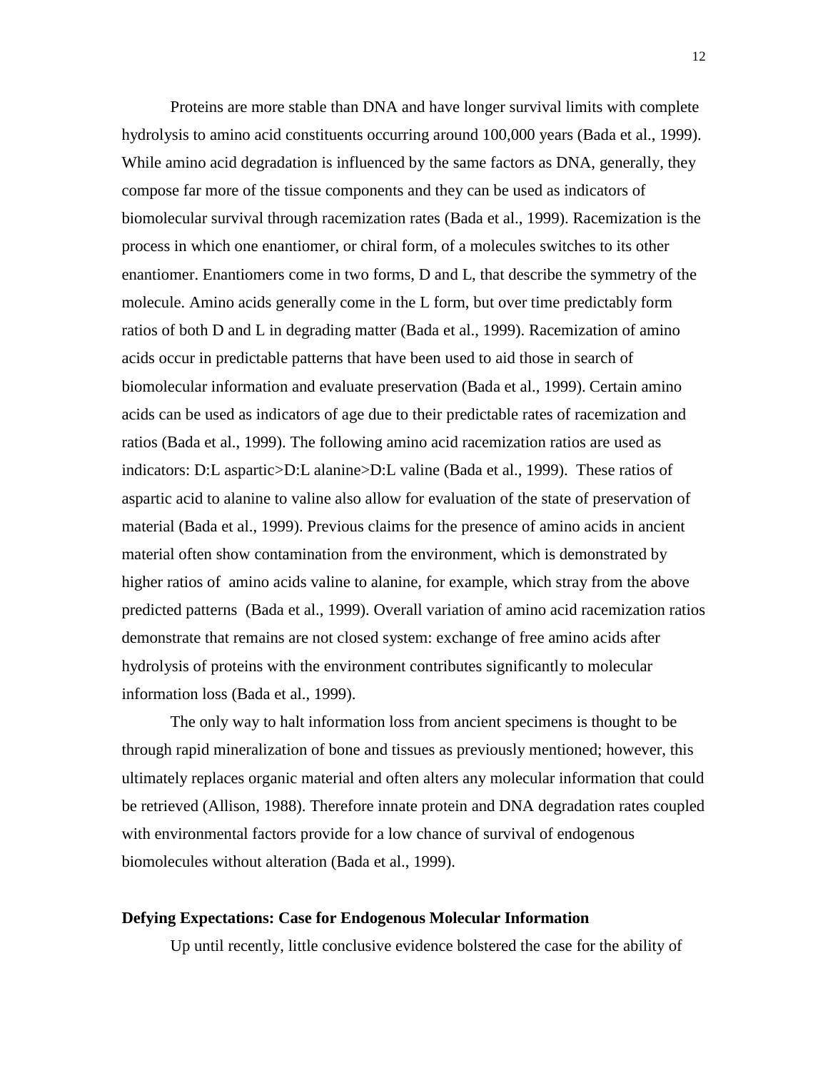Proteins are more stable than DNA and have longer survival limits with complete hydrolysis to amino acid constituents occurring around 100,000 years (Bada et al., 1999). While amino acid degradation is influenced by the same factors as DNA, generally, they compose far more of the tissue components and they can be used as indicators of biomolecular survival through racemization rates (Bada et al., 1999). Racemization is the process in which one enantiomer, or chiral form, of a molecules switches to its other enantiomer. Enantiomers come in two forms, D and L, that describe the symmetry of the molecule. Amino acids generally come in the L form, but over time predictably form ratios of both D and L in degrading matter (Bada et al., 1999). Racemization of amino acids occur in predictable patterns that have been used to aid those in search of biomolecular information and evaluate preservation (Bada et al., 1999). Certain amino acids can be used as indicators of age due to their predictable rates of racemization and ratios (Bada et al., 1999). The following amino acid racemization ratios are used as indicators: D:L aspartic>D:L alanine>D:L valine (Bada et al., 1999). These ratios of aspartic acid to alanine to valine also allow for evaluation of the state of preservation of material (Bada et al., 1999). Previous claims for the presence of amino acids in ancient material often show contamination from the environment, which is demonstrated by higher ratios of amino acids valine to alanine, for example, which stray from the above predicted patterns (Bada et al., 1999). Overall variation of amino acid racemization ratios demonstrate that remains are not closed system: exchange of free amino acids after hydrolysis of proteins with the environment contributes significantly to molecular information loss (Bada et al., 1999).

The only way to halt information loss from ancient specimens is thought to be through rapid mineralization of bone and tissues as previously mentioned; however, this ultimately replaces organic material and often alters any molecular information that could be retrieved (Allison, 1988). Therefore innate protein and DNA degradation rates coupled with environmental factors provide for a low chance of survival of endogenous biomolecules without alteration (Bada et al., 1999).

**Defying Expectations: Case for Endogenous Molecular Information**

Up until recently, little conclusive evidence bolstered the case for the ability of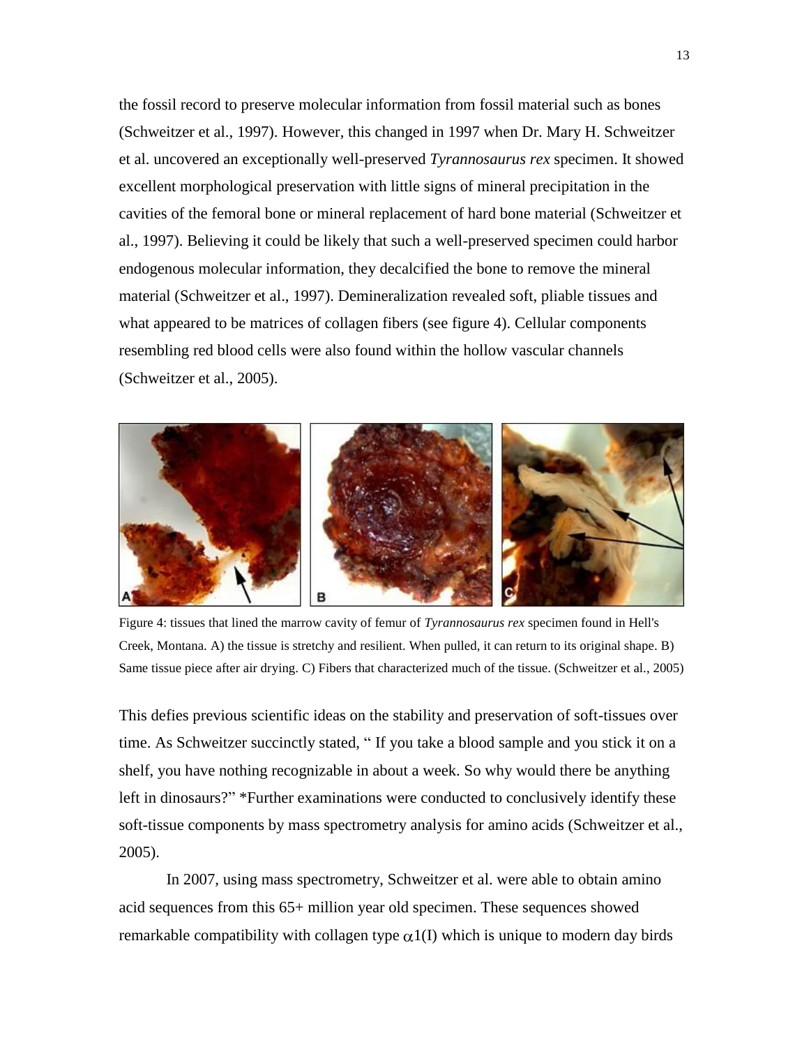the fossil record to preserve molecular information from fossil material such as bones (Schweitzer et al., 1997). However, this changed in 1997 when Dr. Mary H. Schweitzer et al. uncovered an exceptionally well-preserved *Tyrannosaurus rex* specimen. It showed excellent morphological preservation with little signs of mineral precipitation in the cavities of the femoral bone or mineral replacement of hard bone material (Schweitzer et al., 1997). Believing it could be likely that such a well-preserved specimen could harbor endogenous molecular information, they decalcified the bone to remove the mineral material (Schweitzer et al., 1997). Demineralization revealed soft, pliable tissues and what appeared to be matrices of collagen fibers (see figure 4). Cellular components resembling red blood cells were also found within the hollow vascular channels (Schweitzer et al., 2005).

Figure 4: tissues that lined the marrow cavity of femur of *Tyrannosaurus rex* specimen found in Hell's Creek, Montana. A) the tissue is stretchy and resilient. When pulled, it can return to its original shape. B) Same tissue piece after air drying. C) Fibers that characterized much of the tissue. (Schweitzer et al., 2005)

This defies previous scientific ideas on the stability and preservation of soft-tissues over time. As Schweitzer succinctly stated, " If you take a blood sample and you stick it on a shelf, you have nothing recognizable in about a week. So why would there be anything left in dinosaurs?" *Further examinations were conducted to conclusively identify these soft-tissue components by mass spectrometry analysis for amino acids (Schweitzer et al., 2005).

In 2007, using mass spectrometry, Schweitzer et al. were able to obtain amino acid sequences from this 65+ million year old specimen. These sequences showed remarkable compatibility with collagen type $\alpha 1$(I) which is unique to modern day birds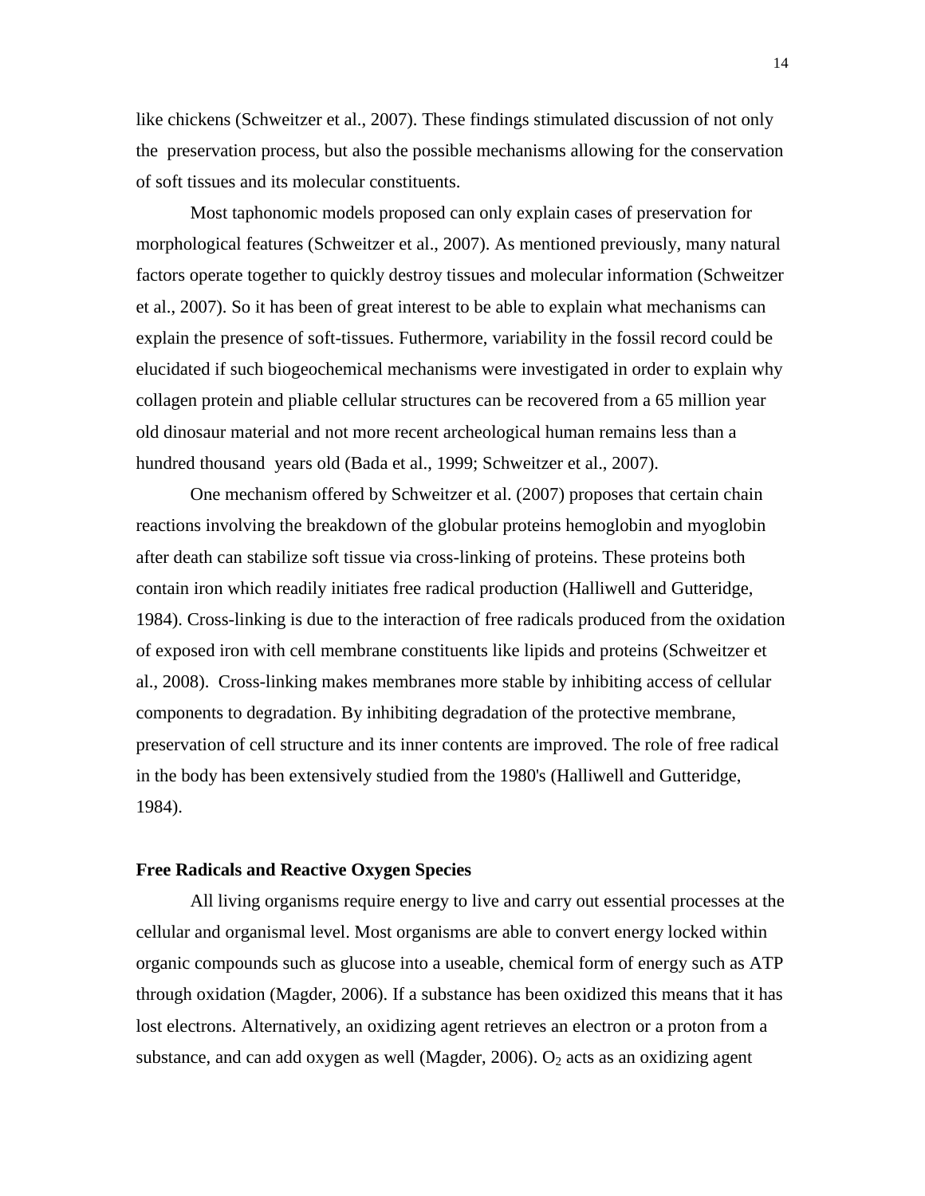like chickens (Schweitzer et al., 2007). These findings stimulated discussion of not only the  preservation process, but also the possible mechanisms allowing for the conservation of soft tissues and its molecular constituents.

Most taphonomic models proposed can only explain cases of preservation for morphological features (Schweitzer et al., 2007). As mentioned previously, many natural factors operate together to quickly destroy tissues and molecular information (Schweitzer et al., 2007). So it has been of great interest to be able to explain what mechanisms can explain the presence of soft-tissues. Futhermore, variability in the fossil record could be elucidated if such biogeochemical mechanisms were investigated in order to explain why collagen protein and pliable cellular structures can be recovered from a 65 million year old dinosaur material and not more recent archeological human remains less than a hundred thousand  years old (Bada et al., 1999; Schweitzer et al., 2007).

One mechanism offered by Schweitzer et al. (2007) proposes that certain chain reactions involving the breakdown of the globular proteins hemoglobin and myoglobin after death can stabilize soft tissue via cross-linking of proteins. These proteins both contain iron which readily initiates free radical production (Halliwell and Gutteridge, 1984). Cross-linking is due to the interaction of free radicals produced from the oxidation of exposed iron with cell membrane constituents like lipids and proteins (Schweitzer et al., 2008).  Cross-linking makes membranes more stable by inhibiting access of cellular components to degradation. By inhibiting degradation of the protective membrane, preservation of cell structure and its inner contents are improved. The role of free radical in the body has been extensively studied from the 1980's (Halliwell and Gutteridge, 1984).

**Free Radicals and Reactive Oxygen Species**

All living organisms require energy to live and carry out essential processes at the cellular and organismal level. Most organisms are able to convert energy locked within organic compounds such as glucose into a useable, chemical form of energy such as ATP through oxidation (Magder, 2006). If a substance has been oxidized this means that it has lost electrons. Alternatively, an oxidizing agent retrieves an electron or a proton from a substance, and can add oxygen as well (Magder, 2006). $O_2$ acts as an oxidizing agent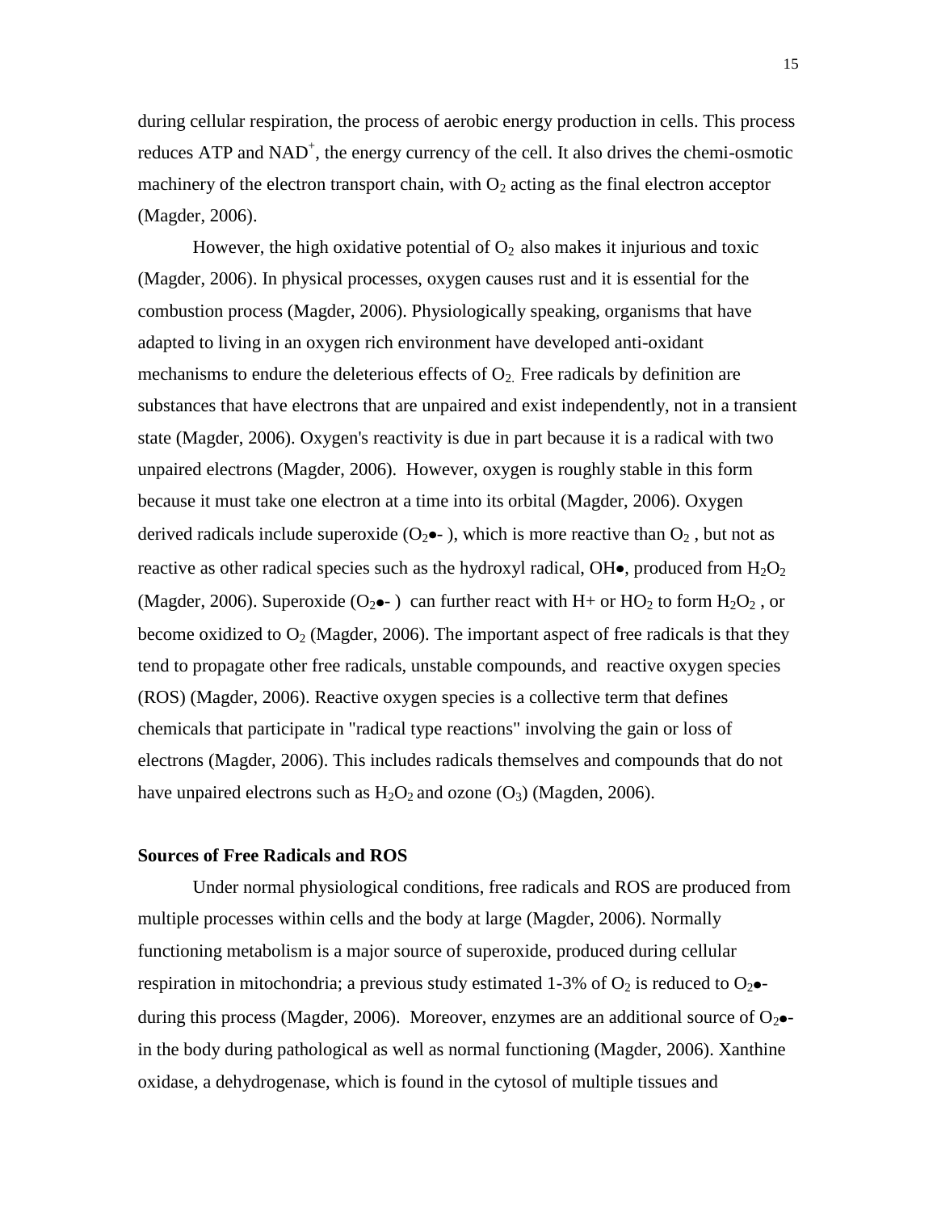during cellular respiration, the process of aerobic energy production in cells. This process reduces ATP and $NAD^+$, the energy currency of the cell. It also drives the chemi-osmotic machinery of the electron transport chain, with $O_2$ acting as the final electron acceptor (Magder, 2006).

However, the high oxidative potential of $O_2$ also makes it injurious and toxic (Magder, 2006). In physical processes, oxygen causes rust and it is essential for the combustion process (Magder, 2006). Physiologically speaking, organisms that have adapted to living in an oxygen rich environment have developed anti-oxidant mechanisms to endure the deleterious effects of $O_2$. Free radicals by definition are substances that have electrons that are unpaired and exist independently, not in a transient state (Magder, 2006). Oxygen's reactivity is due in part because it is a radical with two unpaired electrons (Magder, 2006). However, oxygen is roughly stable in this form because it must take one electron at a time into its orbital (Magder, 2006). Oxygen derived radicals include superoxide ($O_2$•- ), which is more reactive than $O_2$ , but not as reactive as other radical species such as the hydroxyl radical, OH•, produced from $H_2O_2$ (Magder, 2006). Superoxide ($O_2$•- ) can further react with H+ or $HO_2$ to form $H_2O_2$ , or become oxidized to $O_2$ (Magder, 2006). The important aspect of free radicals is that they tend to propagate other free radicals, unstable compounds, and reactive oxygen species (ROS) (Magder, 2006). Reactive oxygen species is a collective term that defines chemicals that participate in "radical type reactions" involving the gain or loss of electrons (Magder, 2006). This includes radicals themselves and compounds that do not have unpaired electrons such as $H_2O_2$ and ozone ($O_3$) (Magden, 2006).

**Sources of Free Radicals and ROS**

Under normal physiological conditions, free radicals and ROS are produced from multiple processes within cells and the body at large (Magder, 2006). Normally functioning metabolism is a major source of superoxide, produced during cellular respiration in mitochondria; a previous study estimated 1-3% of $O_2$ is reduced to $O_2$•- during this process (Magder, 2006). Moreover, enzymes are an additional source of $O_2$•- in the body during pathological as well as normal functioning (Magder, 2006). Xanthine oxidase, a dehydrogenase, which is found in the cytosol of multiple tissues and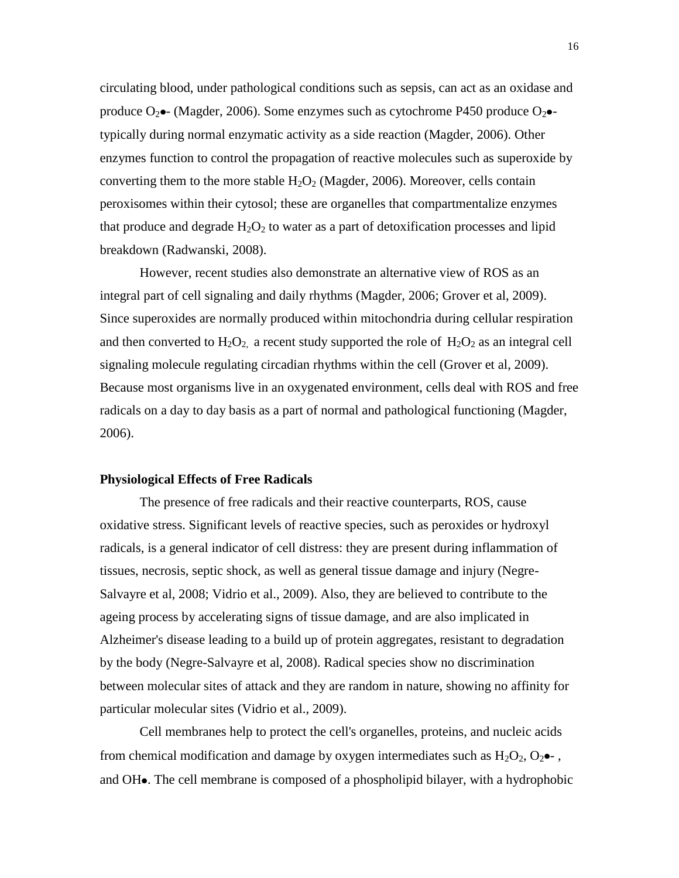circulating blood, under pathological conditions such as sepsis, can act as an oxidase and produce $O_2\bullet$- (Magder, 2006). Some enzymes such as cytochrome P450 produce $O_2\bullet$- typically during normal enzymatic activity as a side reaction (Magder, 2006). Other enzymes function to control the propagation of reactive molecules such as superoxide by converting them to the more stable $H_2O_2$ (Magder, 2006). Moreover, cells contain peroxisomes within their cytosol; these are organelles that compartmentalize enzymes that produce and degrade $H_2O_2$ to water as a part of detoxification processes and lipid breakdown (Radwanski, 2008).

However, recent studies also demonstrate an alternative view of ROS as an integral part of cell signaling and daily rhythms (Magder, 2006; Grover et al, 2009). Since superoxides are normally produced within mitochondria during cellular respiration and then converted to $H_2O_2$, a recent study supported the role of $H_2O_2$ as an integral cell signaling molecule regulating circadian rhythms within the cell (Grover et al, 2009). Because most organisms live in an oxygenated environment, cells deal with ROS and free radicals on a day to day basis as a part of normal and pathological functioning (Magder, 2006).

**Physiological Effects of Free Radicals**

The presence of free radicals and their reactive counterparts, ROS, cause oxidative stress. Significant levels of reactive species, such as peroxides or hydroxyl radicals, is a general indicator of cell distress: they are present during inflammation of tissues, necrosis, septic shock, as well as general tissue damage and injury (Negre-Salvayre et al, 2008; Vidrio et al., 2009). Also, they are believed to contribute to the ageing process by accelerating signs of tissue damage, and are also implicated in Alzheimer's disease leading to a build up of protein aggregates, resistant to degradation by the body (Negre-Salvayre et al, 2008). Radical species show no discrimination between molecular sites of attack and they are random in nature, showing no affinity for particular molecular sites (Vidrio et al., 2009).

Cell membranes help to protect the cell's organelles, proteins, and nucleic acids from chemical modification and damage by oxygen intermediates such as $H_2O_2$, $O_2\bullet$- , and $OH\bullet$. The cell membrane is composed of a phospholipid bilayer, with a hydrophobic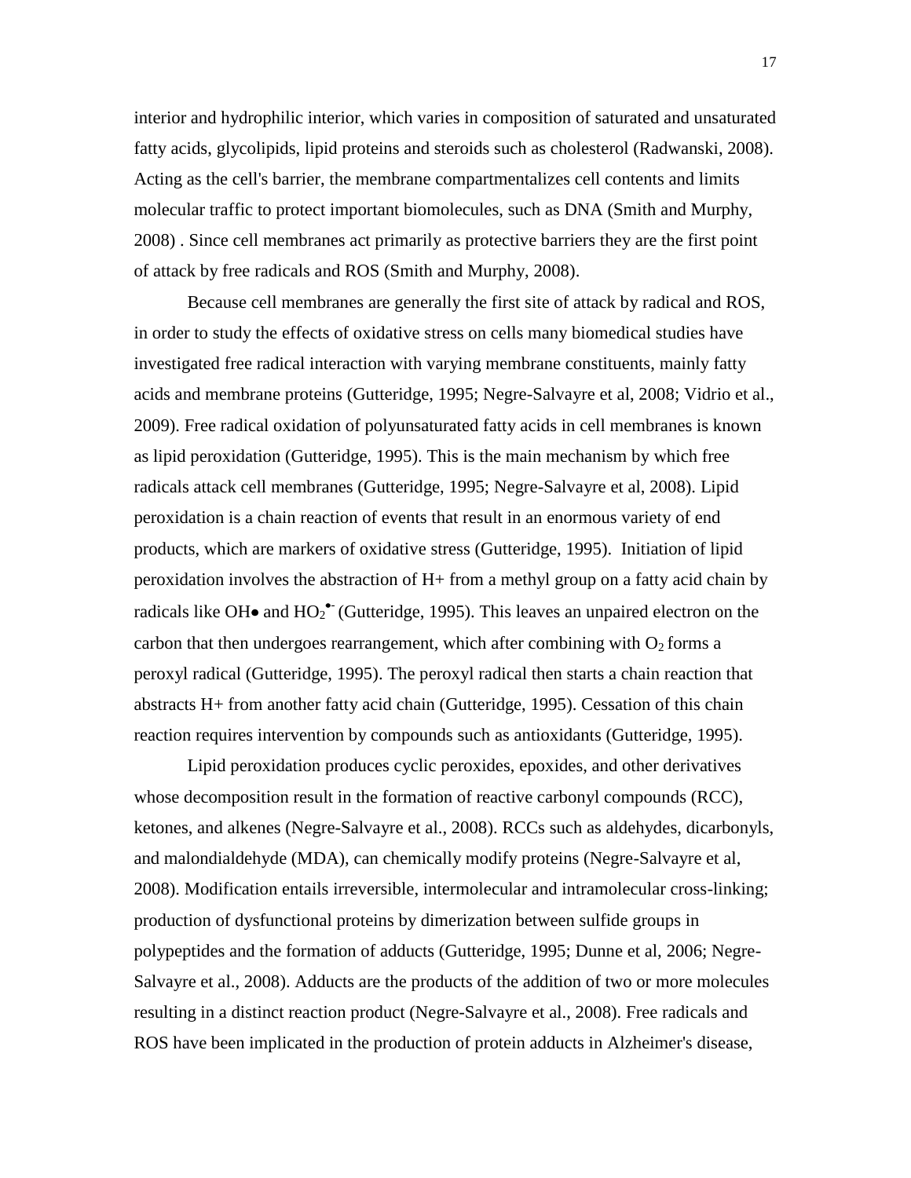interior and hydrophilic interior, which varies in composition of saturated and unsaturated fatty acids, glycolipids, lipid proteins and steroids such as cholesterol (Radwanski, 2008). Acting as the cell's barrier, the membrane compartmentalizes cell contents and limits molecular traffic to protect important biomolecules, such as DNA (Smith and Murphy, 2008) . Since cell membranes act primarily as protective barriers they are the first point of attack by free radicals and ROS (Smith and Murphy, 2008).

Because cell membranes are generally the first site of attack by radical and ROS, in order to study the effects of oxidative stress on cells many biomedical studies have investigated free radical interaction with varying membrane constituents, mainly fatty acids and membrane proteins (Gutteridge, 1995; Negre-Salvayre et al, 2008; Vidrio et al., 2009). Free radical oxidation of polyunsaturated fatty acids in cell membranes is known as lipid peroxidation (Gutteridge, 1995). This is the main mechanism by which free radicals attack cell membranes (Gutteridge, 1995; Negre-Salvayre et al, 2008). Lipid peroxidation is a chain reaction of events that result in an enormous variety of end products, which are markers of oxidative stress (Gutteridge, 1995). Initiation of lipid peroxidation involves the abstraction of H+ from a methyl group on a fatty acid chain by radicals like OH• and $HO_2^{\bullet -}$ (Gutteridge, 1995). This leaves an unpaired electron on the carbon that then undergoes rearrangement, which after combining with $O_2$ forms a peroxyl radical (Gutteridge, 1995). The peroxyl radical then starts a chain reaction that abstracts H+ from another fatty acid chain (Gutteridge, 1995). Cessation of this chain reaction requires intervention by compounds such as antioxidants (Gutteridge, 1995).

Lipid peroxidation produces cyclic peroxides, epoxides, and other derivatives whose decomposition result in the formation of reactive carbonyl compounds (RCC), ketones, and alkenes (Negre-Salvayre et al., 2008). RCCs such as aldehydes, dicarbonyls, and malondialdehyde (MDA), can chemically modify proteins (Negre-Salvayre et al, 2008). Modification entails irreversible, intermolecular and intramolecular cross-linking; production of dysfunctional proteins by dimerization between sulfide groups in polypeptides and the formation of adducts (Gutteridge, 1995; Dunne et al, 2006; Negre-Salvayre et al., 2008). Adducts are the products of the addition of two or more molecules resulting in a distinct reaction product (Negre-Salvayre et al., 2008). Free radicals and ROS have been implicated in the production of protein adducts in Alzheimer's disease,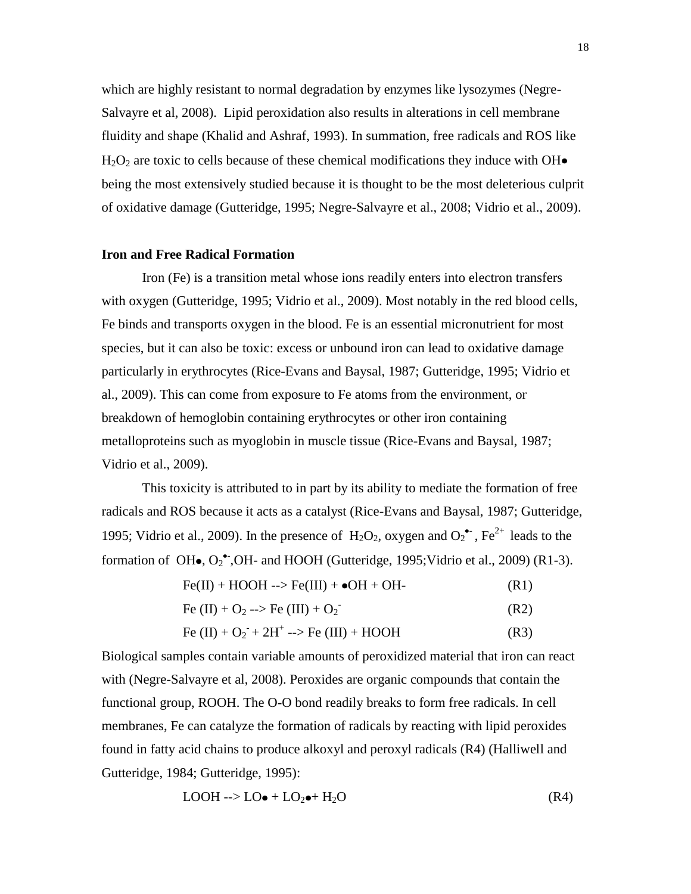which are highly resistant to normal degradation by enzymes like lysozymes (Negre-Salvayre et al, 2008). Lipid peroxidation also results in alterations in cell membrane fluidity and shape (Khalid and Ashraf, 1993). In summation, free radicals and ROS like $H_2O_2$ are toxic to cells because of these chemical modifications they induce with OH• being the most extensively studied because it is thought to be the most deleterious culprit of oxidative damage (Gutteridge, 1995; Negre-Salvayre et al., 2008; Vidrio et al., 2009).

**Iron and Free Radical Formation**

Iron (Fe) is a transition metal whose ions readily enters into electron transfers with oxygen (Gutteridge, 1995; Vidrio et al., 2009). Most notably in the red blood cells, Fe binds and transports oxygen in the blood. Fe is an essential micronutrient for most species, but it can also be toxic: excess or unbound iron can lead to oxidative damage particularly in erythrocytes (Rice-Evans and Baysal, 1987; Gutteridge, 1995; Vidrio et al., 2009). This can come from exposure to Fe atoms from the environment, or breakdown of hemoglobin containing erythrocytes or other iron containing metalloproteins such as myoglobin in muscle tissue (Rice-Evans and Baysal, 1987; Vidrio et al., 2009).

This toxicity is attributed to in part by its ability to mediate the formation of free radicals and ROS because it acts as a catalyst (Rice-Evans and Baysal, 1987; Gutteridge, 1995; Vidrio et al., 2009). In the presence of $H_2O_2$, oxygen and $O_2^{\bullet-}$, $Fe^{2+}$ leads to the formation of OH•, $O_2^{\bullet-}$, OH- and HOOH (Gutteridge, 1995;Vidrio et al., 2009) (R1-3).

$$Fe(II) + HOOH \dashrightarrow Fe(III) + \bullet OH + OH^- \qquad (R1)$$

$$Fe(II) + O_2 \dashrightarrow Fe(III) + O_2^- \qquad (R2)$$

$$Fe(II) + O_2^- + 2H^+ \dashrightarrow Fe(III) + HOOH \qquad (R3)$$

Biological samples contain variable amounts of peroxidized material that iron can react with (Negre-Salvayre et al, 2008). Peroxides are organic compounds that contain the functional group, ROOH. The O-O bond readily breaks to form free radicals. In cell membranes, Fe can catalyze the formation of radicals by reacting with lipid peroxides found in fatty acid chains to produce alkoxyl and peroxyl radicals (R4) (Halliwell and Gutteridge, 1984; Gutteridge, 1995):

$$LOOH \dashrightarrow LO\bullet + LO_2\bullet + H_2O \qquad (R4)$$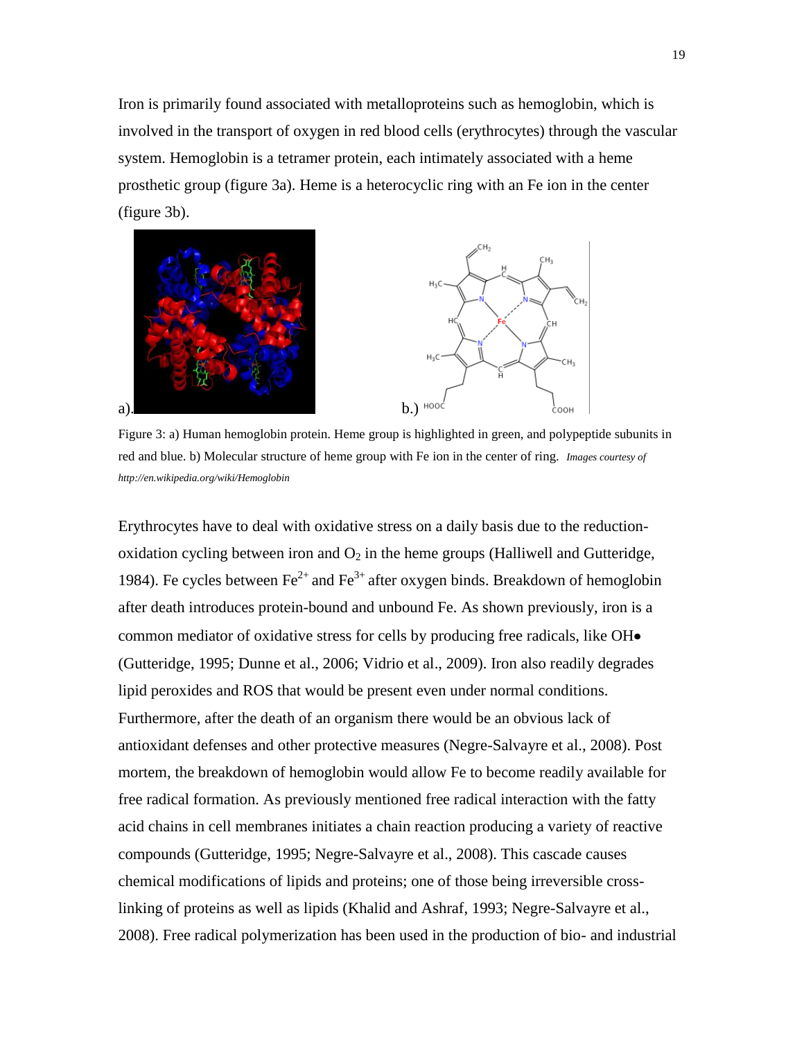Iron is primarily found associated with metalloproteins such as hemoglobin, which is involved in the transport of oxygen in red blood cells (erythrocytes) through the vascular system. Hemoglobin is a tetramer protein, each intimately associated with a heme prosthetic group (figure 3a). Heme is a heterocyclic ring with an Fe ion in the center (figure 3b).

a.) b.)

Figure 3: a) Human hemoglobin protein. Heme group is highlighted in green, and polypeptide subunits in red and blue. b) Molecular structure of heme group with Fe ion in the center of ring. *Images courtesy of http://en.wikipedia.org/wiki/Hemoglobin*

Erythrocytes have to deal with oxidative stress on a daily basis due to the reduction-oxidation cycling between iron and $O_2$ in the heme groups (Halliwell and Gutteridge, 1984). Fe cycles between $Fe^{2+}$ and $Fe^{3+}$ after oxygen binds. Breakdown of hemoglobin after death introduces protein-bound and unbound Fe. As shown previously, iron is a common mediator of oxidative stress for cells by producing free radicals, like OH• (Gutteridge, 1995; Dunne et al., 2006; Vidrio et al., 2009). Iron also readily degrades lipid peroxides and ROS that would be present even under normal conditions. Furthermore, after the death of an organism there would be an obvious lack of antioxidant defenses and other protective measures (Negre-Salvayre et al., 2008). Post mortem, the breakdown of hemoglobin would allow Fe to become readily available for free radical formation. As previously mentioned free radical interaction with the fatty acid chains in cell membranes initiates a chain reaction producing a variety of reactive compounds (Gutteridge, 1995; Negre-Salvayre et al., 2008). This cascade causes chemical modifications of lipids and proteins; one of those being irreversible cross-linking of proteins as well as lipids (Khalid and Ashraf, 1993; Negre-Salvayre et al., 2008). Free radical polymerization has been used in the production of bio- and industrial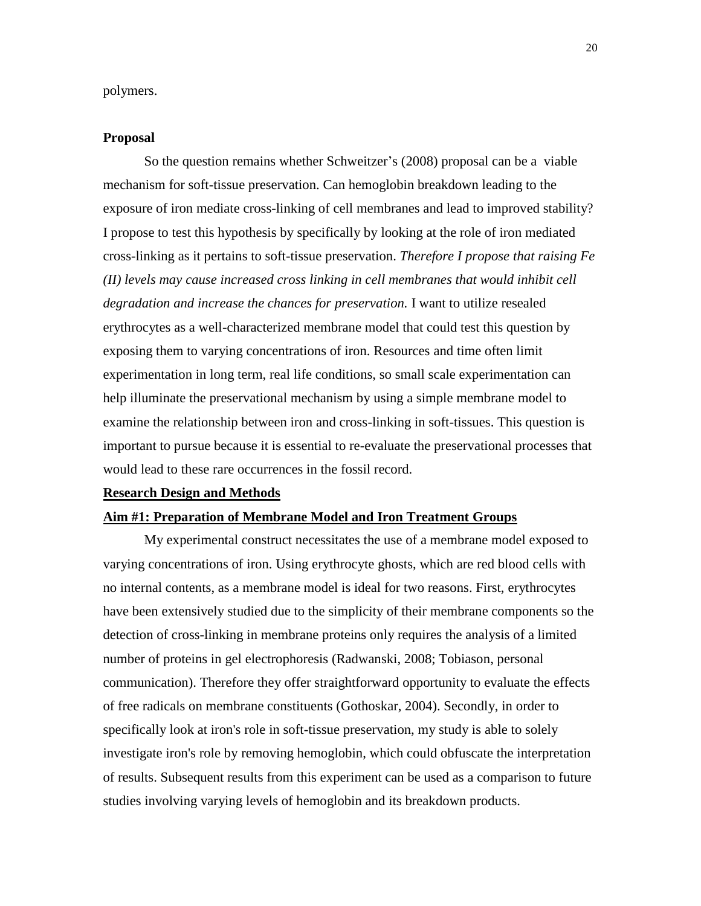polymers.

**Proposal**

So the question remains whether Schweitzer's (2008) proposal can be a viable mechanism for soft-tissue preservation. Can hemoglobin breakdown leading to the exposure of iron mediate cross-linking of cell membranes and lead to improved stability? I propose to test this hypothesis by specifically by looking at the role of iron mediated cross-linking as it pertains to soft-tissue preservation. *Therefore I propose that raising Fe (II) levels may cause increased cross linking in cell membranes that would inhibit cell degradation and increase the chances for preservation.* I want to utilize resealed erythrocytes as a well-characterized membrane model that could test this question by exposing them to varying concentrations of iron. Resources and time often limit experimentation in long term, real life conditions, so small scale experimentation can help illuminate the preservational mechanism by using a simple membrane model to examine the relationship between iron and cross-linking in soft-tissues. This question is important to pursue because it is essential to re-evaluate the preservational processes that would lead to these rare occurrences in the fossil record.

## Research Design and Methods

### Aim #1: Preparation of Membrane Model and Iron Treatment Groups

My experimental construct necessitates the use of a membrane model exposed to varying concentrations of iron. Using erythrocyte ghosts, which are red blood cells with no internal contents, as a membrane model is ideal for two reasons. First, erythrocytes have been extensively studied due to the simplicity of their membrane components so the detection of cross-linking in membrane proteins only requires the analysis of a limited number of proteins in gel electrophoresis (Radwanski, 2008; Tobiason, personal communication). Therefore they offer straightforward opportunity to evaluate the effects of free radicals on membrane constituents (Gothoskar, 2004). Secondly, in order to specifically look at iron's role in soft-tissue preservation, my study is able to solely investigate iron's role by removing hemoglobin, which could obfuscate the interpretation of results. Subsequent results from this experiment can be used as a comparison to future studies involving varying levels of hemoglobin and its breakdown products.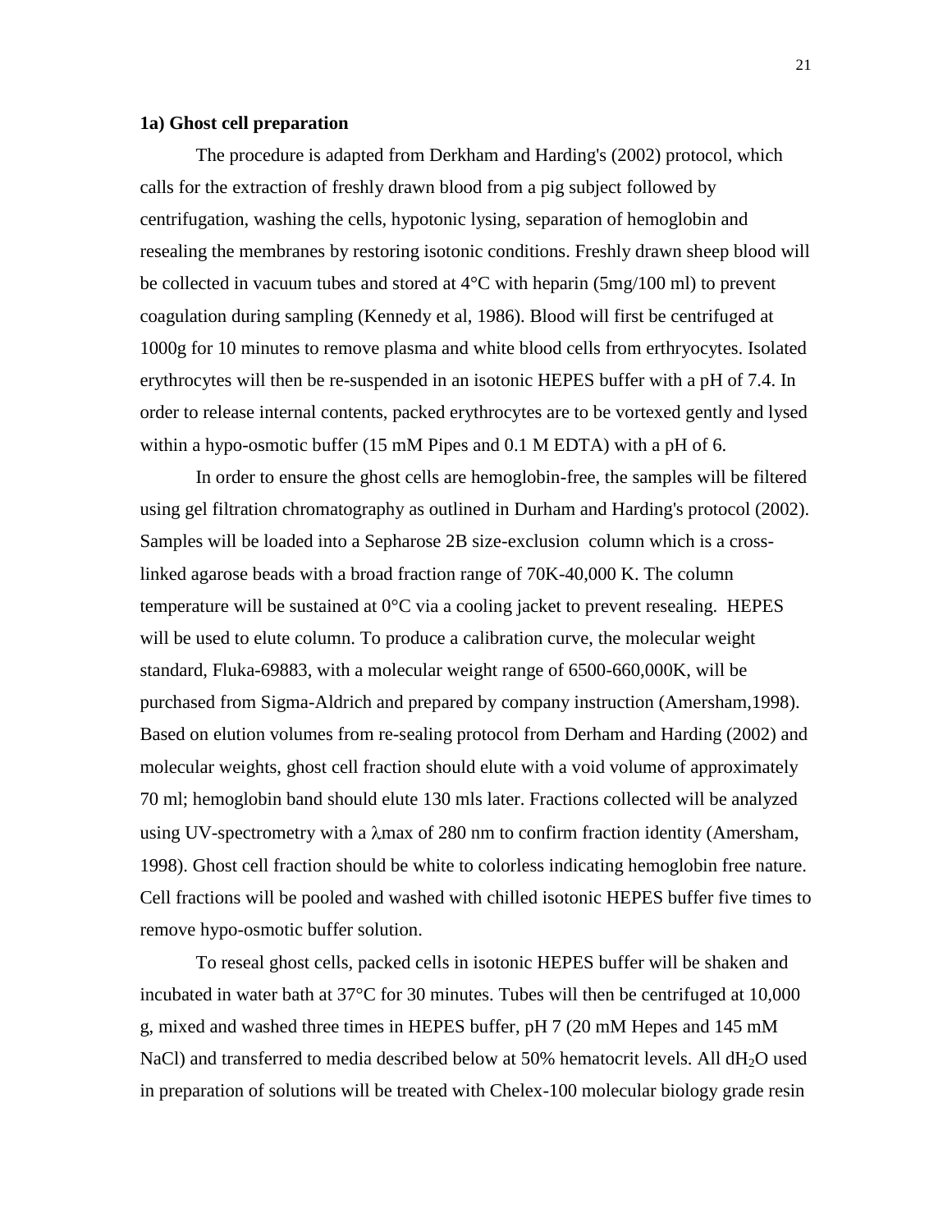**1a) Ghost cell preparation**

The procedure is adapted from Derkham and Harding's (2002) protocol, which calls for the extraction of freshly drawn blood from a pig subject followed by centrifugation, washing the cells, hypotonic lysing, separation of hemoglobin and resealing the membranes by restoring isotonic conditions. Freshly drawn sheep blood will be collected in vacuum tubes and stored at 4°C with heparin (5mg/100 ml) to prevent coagulation during sampling (Kennedy et al, 1986). Blood will first be centrifuged at 1000g for 10 minutes to remove plasma and white blood cells from erthryocytes. Isolated erythrocytes will then be re-suspended in an isotonic HEPES buffer with a pH of 7.4. In order to release internal contents, packed erythrocytes are to be vortexed gently and lysed within a hypo-osmotic buffer (15 mM Pipes and 0.1 M EDTA) with a pH of 6.

In order to ensure the ghost cells are hemoglobin-free, the samples will be filtered using gel filtration chromatography as outlined in Durham and Harding's protocol (2002). Samples will be loaded into a Sepharose 2B size-exclusion column which is a cross-linked agarose beads with a broad fraction range of 70K-40,000 K. The column temperature will be sustained at 0°C via a cooling jacket to prevent resealing. HEPES will be used to elute column. To produce a calibration curve, the molecular weight standard, Fluka-69883, with a molecular weight range of 6500-660,000K, will be purchased from Sigma-Aldrich and prepared by company instruction (Amersham,1998). Based on elution volumes from re-sealing protocol from Derham and Harding (2002) and molecular weights, ghost cell fraction should elute with a void volume of approximately 70 ml; hemoglobin band should elute 130 mls later. Fractions collected will be analyzed using UV-spectrometry with a $\lambda$max of 280 nm to confirm fraction identity (Amersham, 1998). Ghost cell fraction should be white to colorless indicating hemoglobin free nature. Cell fractions will be pooled and washed with chilled isotonic HEPES buffer five times to remove hypo-osmotic buffer solution.

To reseal ghost cells, packed cells in isotonic HEPES buffer will be shaken and incubated in water bath at 37°C for 30 minutes. Tubes will then be centrifuged at 10,000 g, mixed and washed three times in HEPES buffer, pH 7 (20 mM Hepes and 145 mM NaCl) and transferred to media described below at 50% hematocrit levels. All $dH_2O$ used in preparation of solutions will be treated with Chelex-100 molecular biology grade resin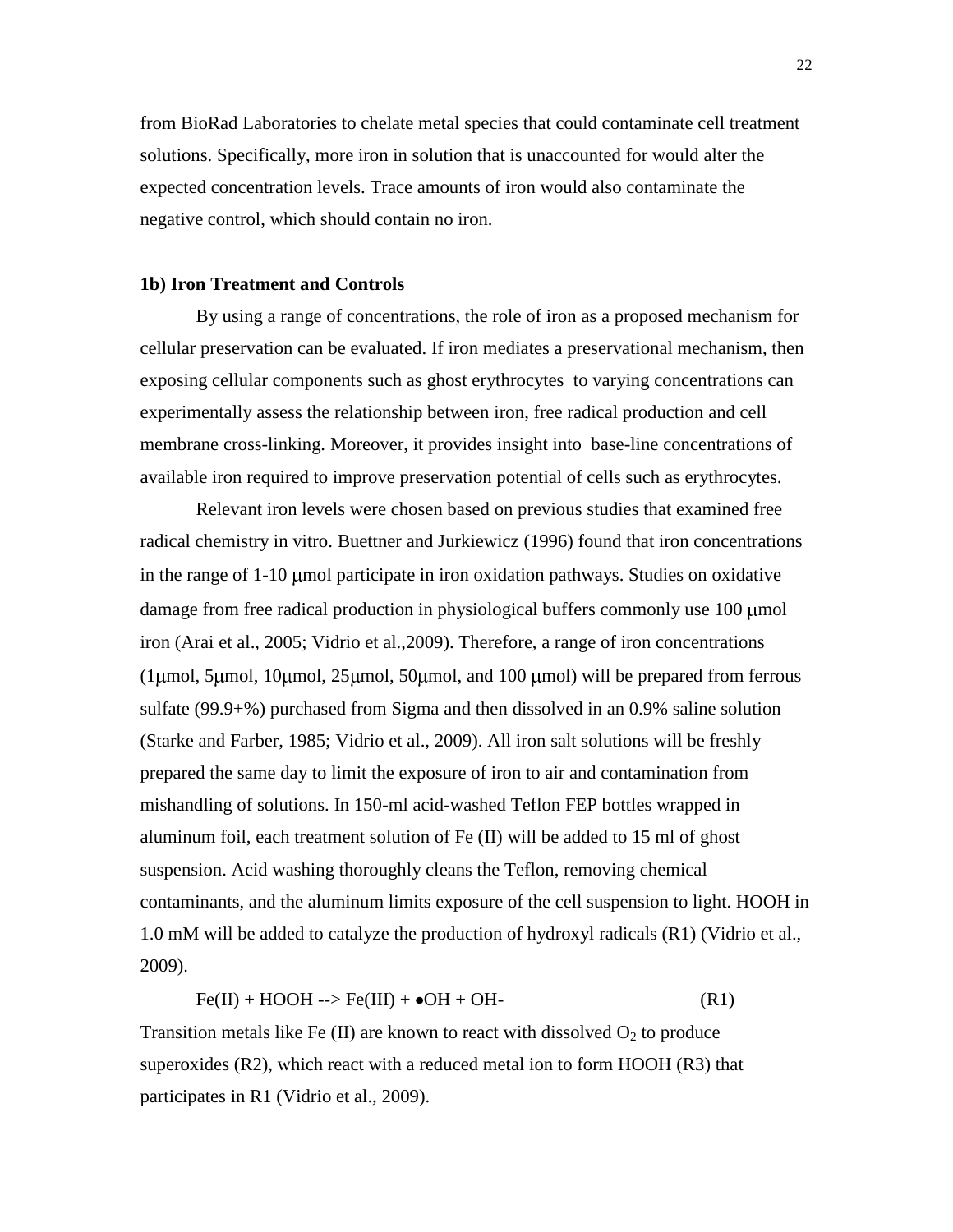from BioRad Laboratories to chelate metal species that could contaminate cell treatment solutions. Specifically, more iron in solution that is unaccounted for would alter the expected concentration levels. Trace amounts of iron would also contaminate the negative control, which should contain no iron.

### 1b) Iron Treatment and Controls

By using a range of concentrations, the role of iron as a proposed mechanism for cellular preservation can be evaluated. If iron mediates a preservational mechanism, then exposing cellular components such as ghost erythrocytes to varying concentrations can experimentally assess the relationship between iron, free radical production and cell membrane cross-linking. Moreover, it provides insight into base-line concentrations of available iron required to improve preservation potential of cells such as erythrocytes.

Relevant iron levels were chosen based on previous studies that examined free radical chemistry in vitro. Buettner and Jurkiewicz (1996) found that iron concentrations in the range of 1-10 μmol participate in iron oxidation pathways. Studies on oxidative damage from free radical production in physiological buffers commonly use 100 μmol iron (Arai et al., 2005; Vidrio et al.,2009). Therefore, a range of iron concentrations (1μmol, 5μmol, 10μmol, 25μmol, 50μmol, and 100 μmol) will be prepared from ferrous sulfate (99.9+%) purchased from Sigma and then dissolved in an 0.9% saline solution (Starke and Farber, 1985; Vidrio et al., 2009). All iron salt solutions will be freshly prepared the same day to limit the exposure of iron to air and contamination from mishandling of solutions. In 150-ml acid-washed Teflon FEP bottles wrapped in aluminum foil, each treatment solution of Fe (II) will be added to 15 ml of ghost suspension. Acid washing thoroughly cleans the Teflon, removing chemical contaminants, and the aluminum limits exposure of the cell suspension to light. HOOH in 1.0 mM will be added to catalyze the production of hydroxyl radicals (R1) (Vidrio et al., 2009).

$$Fe(II) + HOOH \rightarrow Fe(III) + \bullet OH + OH^- \qquad (R1)$$

Transition metals like Fe (II) are known to react with dissolved $O_2$ to produce superoxides (R2), which react with a reduced metal ion to form HOOH (R3) that participates in R1 (Vidrio et al., 2009).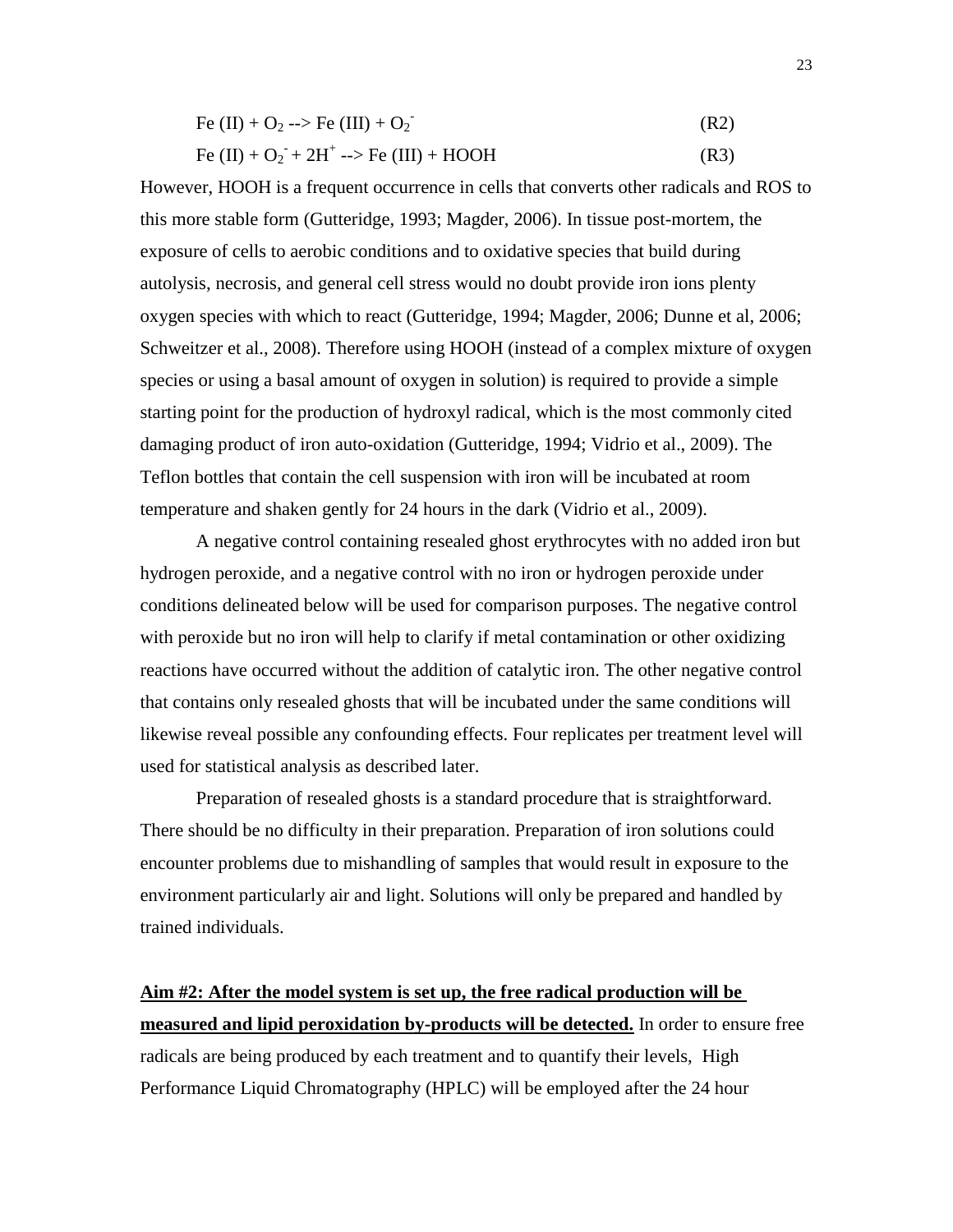$$Fe(II) + O_2 \rightarrow Fe(III) + O_2^- \quad \text{(R2)}$$

$$Fe(II) + O_2^- + 2H^+ \rightarrow Fe(III) + HOOH \quad \text{(R3)}$$

However, HOOH is a frequent occurrence in cells that converts other radicals and ROS to this more stable form (Gutteridge, 1993; Magder, 2006). In tissue post-mortem, the exposure of cells to aerobic conditions and to oxidative species that build during autolysis, necrosis, and general cell stress would no doubt provide iron ions plenty oxygen species with which to react (Gutteridge, 1994; Magder, 2006; Dunne et al, 2006; Schweitzer et al., 2008). Therefore using HOOH (instead of a complex mixture of oxygen species or using a basal amount of oxygen in solution) is required to provide a simple starting point for the production of hydroxyl radical, which is the most commonly cited damaging product of iron auto-oxidation (Gutteridge, 1994; Vidrio et al., 2009). The Teflon bottles that contain the cell suspension with iron will be incubated at room temperature and shaken gently for 24 hours in the dark (Vidrio et al., 2009).

A negative control containing resealed ghost erythrocytes with no added iron but hydrogen peroxide, and a negative control with no iron or hydrogen peroxide under conditions delineated below will be used for comparison purposes. The negative control with peroxide but no iron will help to clarify if metal contamination or other oxidizing reactions have occurred without the addition of catalytic iron. The other negative control that contains only resealed ghosts that will be incubated under the same conditions will likewise reveal possible any confounding effects. Four replicates per treatment level will used for statistical analysis as described later.

Preparation of resealed ghosts is a standard procedure that is straightforward. There should be no difficulty in their preparation. Preparation of iron solutions could encounter problems due to mishandling of samples that would result in exposure to the environment particularly air and light. Solutions will only be prepared and handled by trained individuals.

**Aim #2: After the model system is set up, the free radical production will be measured and lipid peroxidation by-products will be detected.** In order to ensure free radicals are being produced by each treatment and to quantify their levels, High Performance Liquid Chromatography (HPLC) will be employed after the 24 hour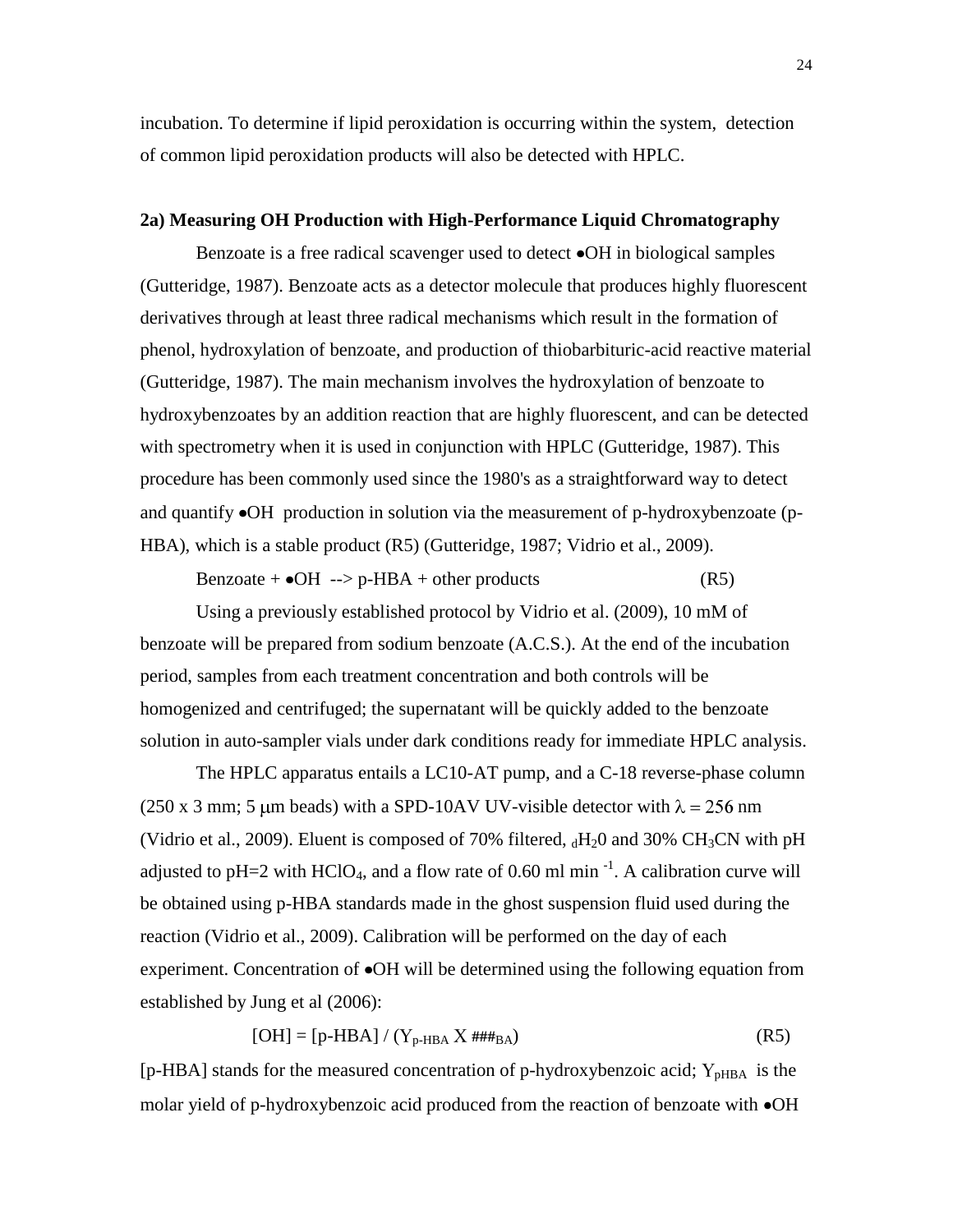incubation. To determine if lipid peroxidation is occurring within the system, detection of common lipid peroxidation products will also be detected with HPLC.

**2a) Measuring OH Production with High-Performance Liquid Chromatography**

Benzoate is a free radical scavenger used to detect •OH in biological samples (Gutteridge, 1987). Benzoate acts as a detector molecule that produces highly fluorescent derivatives through at least three radical mechanisms which result in the formation of phenol, hydroxylation of benzoate, and production of thiobarbituric-acid reactive material (Gutteridge, 1987). The main mechanism involves the hydroxylation of benzoate to hydroxybenzoates by an addition reaction that are highly fluorescent, and can be detected with spectrometry when it is used in conjunction with HPLC (Gutteridge, 1987). This procedure has been commonly used since the 1980's as a straightforward way to detect and quantify •OH production in solution via the measurement of p-hydroxybenzoate (p-HBA), which is a stable product (R5) (Gutteridge, 1987; Vidrio et al., 2009).

Benzoate + •OH --> p-HBA + other products (R5)

Using a previously established protocol by Vidrio et al. (2009), 10 mM of benzoate will be prepared from sodium benzoate (A.C.S.). At the end of the incubation period, samples from each treatment concentration and both controls will be homogenized and centrifuged; the supernatant will be quickly added to the benzoate solution in auto-sampler vials under dark conditions ready for immediate HPLC analysis.

The HPLC apparatus entails a LC10-AT pump, and a C-18 reverse-phase column (250 x 3 mm; 5 μm beads) with a SPD-10AV UV-visible detector with $\lambda = 256$ nm (Vidrio et al., 2009). Eluent is composed of 70% filtered, $_dH_20$ and 30% $CH_3CN$ with pH adjusted to pH=2 with $HClO_4$, and a flow rate of 0.60 ml min $^{-1}$. A calibration curve will be obtained using p-HBA standards made in the ghost suspension fluid used during the reaction (Vidrio et al., 2009). Calibration will be performed on the day of each experiment. Concentration of •OH will be determined using the following equation from established by Jung et al (2006):

$$[OH] = [p\text{-}HBA] / (Y_{p\text{-}HBA} \text{ X } \#\#\#_{BA}) \qquad (R5)$$

[p-HBA] stands for the measured concentration of p-hydroxybenzoic acid; $Y_{pHBA}$ is the molar yield of p-hydroxybenzoic acid produced from the reaction of benzoate with •OH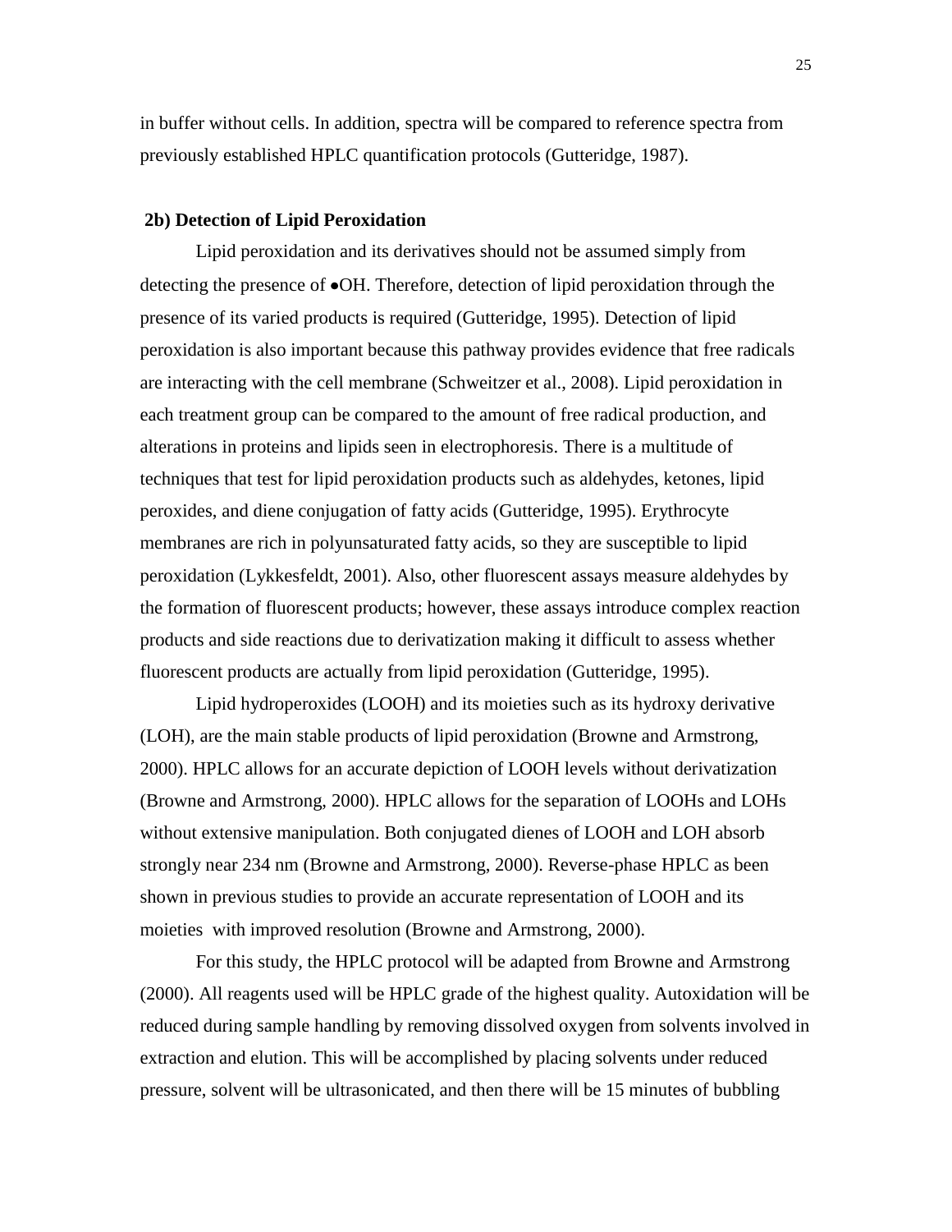in buffer without cells. In addition, spectra will be compared to reference spectra from previously established HPLC quantification protocols (Gutteridge, 1987).

**2b) Detection of Lipid Peroxidation**

Lipid peroxidation and its derivatives should not be assumed simply from detecting the presence of •OH. Therefore, detection of lipid peroxidation through the presence of its varied products is required (Gutteridge, 1995). Detection of lipid peroxidation is also important because this pathway provides evidence that free radicals are interacting with the cell membrane (Schweitzer et al., 2008). Lipid peroxidation in each treatment group can be compared to the amount of free radical production, and alterations in proteins and lipids seen in electrophoresis. There is a multitude of techniques that test for lipid peroxidation products such as aldehydes, ketones, lipid peroxides, and diene conjugation of fatty acids (Gutteridge, 1995). Erythrocyte membranes are rich in polyunsaturated fatty acids, so they are susceptible to lipid peroxidation (Lykkesfeldt, 2001). Also, other fluorescent assays measure aldehydes by the formation of fluorescent products; however, these assays introduce complex reaction products and side reactions due to derivatization making it difficult to assess whether fluorescent products are actually from lipid peroxidation (Gutteridge, 1995).

Lipid hydroperoxides (LOOH) and its moieties such as its hydroxy derivative (LOH), are the main stable products of lipid peroxidation (Browne and Armstrong, 2000). HPLC allows for an accurate depiction of LOOH levels without derivatization (Browne and Armstrong, 2000). HPLC allows for the separation of LOOHs and LOHs without extensive manipulation. Both conjugated dienes of LOOH and LOH absorb strongly near 234 nm (Browne and Armstrong, 2000). Reverse-phase HPLC as been shown in previous studies to provide an accurate representation of LOOH and its moieties with improved resolution (Browne and Armstrong, 2000).

For this study, the HPLC protocol will be adapted from Browne and Armstrong (2000). All reagents used will be HPLC grade of the highest quality. Autoxidation will be reduced during sample handling by removing dissolved oxygen from solvents involved in extraction and elution. This will be accomplished by placing solvents under reduced pressure, solvent will be ultrasonicated, and then there will be 15 minutes of bubbling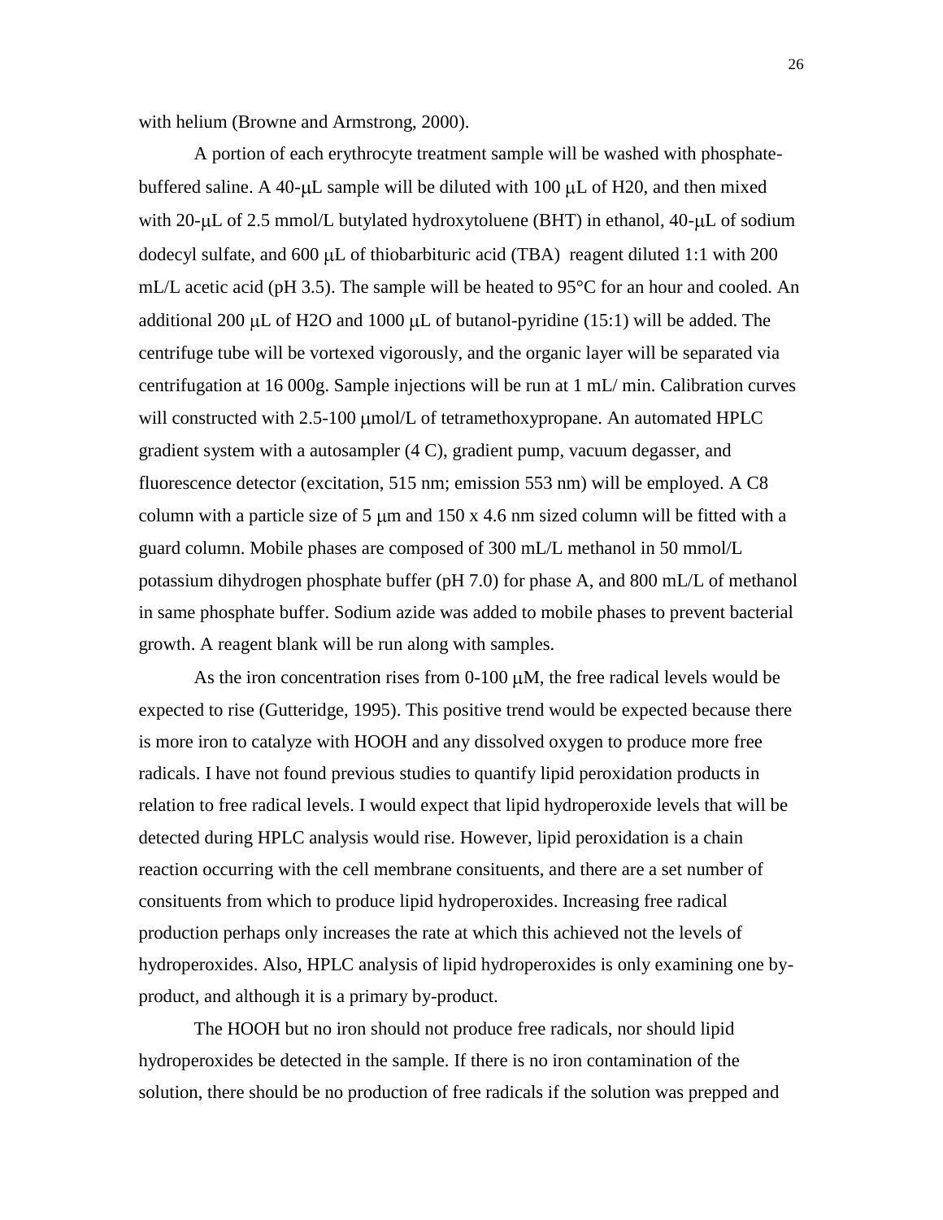with helium (Browne and Armstrong, 2000).

A portion of each erythrocyte treatment sample will be washed with phosphate-buffered saline. A 40-μL sample will be diluted with 100 μL of H20, and then mixed with 20-μL of 2.5 mmol/L butylated hydroxytoluene (BHT) in ethanol, 40-μL of sodium dodecyl sulfate, and 600 μL of thiobarbituric acid (TBA) reagent diluted 1:1 with 200 mL/L acetic acid (pH 3.5). The sample will be heated to 95°C for an hour and cooled. An additional 200 μL of H2O and 1000 μL of butanol-pyridine (15:1) will be added. The centrifuge tube will be vortexed vigorously, and the organic layer will be separated via centrifugation at 16 000g. Sample injections will be run at 1 mL/ min. Calibration curves will constructed with 2.5-100 μmol/L of tetramethoxypropane. An automated HPLC gradient system with a autosampler (4 C), gradient pump, vacuum degasser, and fluorescence detector (excitation, 515 nm; emission 553 nm) will be employed. A C8 column with a particle size of 5 μm and 150 x 4.6 nm sized column will be fitted with a guard column. Mobile phases are composed of 300 mL/L methanol in 50 mmol/L potassium dihydrogen phosphate buffer (pH 7.0) for phase A, and 800 mL/L of methanol in same phosphate buffer. Sodium azide was added to mobile phases to prevent bacterial growth. A reagent blank will be run along with samples.

As the iron concentration rises from 0-100 μM, the free radical levels would be expected to rise (Gutteridge, 1995). This positive trend would be expected because there is more iron to catalyze with HOOH and any dissolved oxygen to produce more free radicals. I have not found previous studies to quantify lipid peroxidation products in relation to free radical levels. I would expect that lipid hydroperoxide levels that will be detected during HPLC analysis would rise. However, lipid peroxidation is a chain reaction occurring with the cell membrane consituents, and there are a set number of consituents from which to produce lipid hydroperoxides. Increasing free radical production perhaps only increases the rate at which this achieved not the levels of hydroperoxides. Also, HPLC analysis of lipid hydroperoxides is only examining one by-product, and although it is a primary by-product.

The HOOH but no iron should not produce free radicals, nor should lipid hydroperoxides be detected in the sample. If there is no iron contamination of the solution, there should be no production of free radicals if the solution was prepped and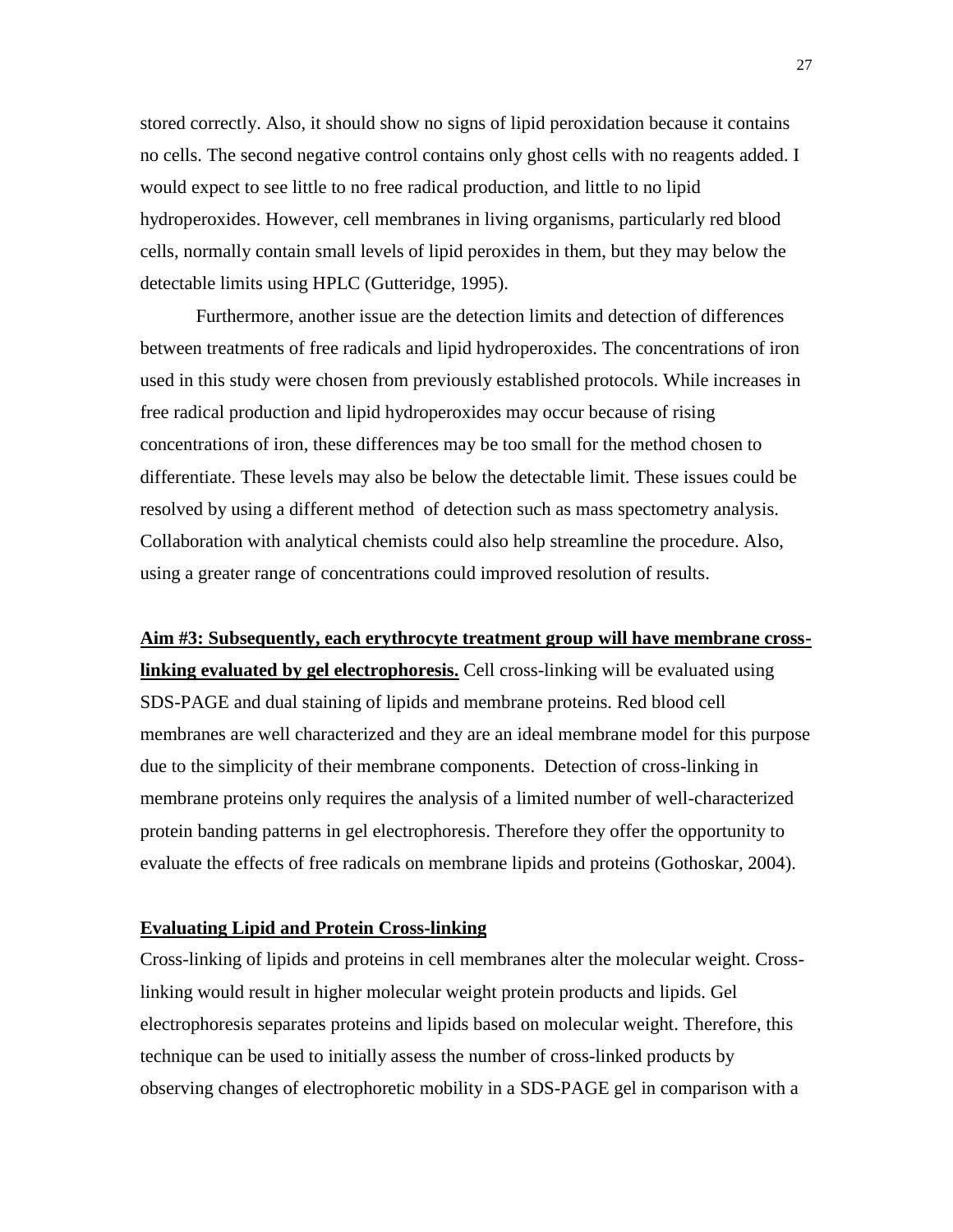stored correctly. Also, it should show no signs of lipid peroxidation because it contains no cells. The second negative control contains only ghost cells with no reagents added. I would expect to see little to no free radical production, and little to no lipid hydroperoxides. However, cell membranes in living organisms, particularly red blood cells, normally contain small levels of lipid peroxides in them, but they may below the detectable limits using HPLC (Gutteridge, 1995).

Furthermore, another issue are the detection limits and detection of differences between treatments of free radicals and lipid hydroperoxides. The concentrations of iron used in this study were chosen from previously established protocols. While increases in free radical production and lipid hydroperoxides may occur because of rising concentrations of iron, these differences may be too small for the method chosen to differentiate. These levels may also be below the detectable limit. These issues could be resolved by using a different method  of detection such as mass spectometry analysis. Collaboration with analytical chemists could also help streamline the procedure. Also, using a greater range of concentrations could improved resolution of results.

**Aim #3: Subsequently, each erythrocyte treatment group will have membrane cross-linking evaluated by gel electrophoresis.** Cell cross-linking will be evaluated using SDS-PAGE and dual staining of lipids and membrane proteins. Red blood cell membranes are well characterized and they are an ideal membrane model for this purpose due to the simplicity of their membrane components.  Detection of cross-linking in membrane proteins only requires the analysis of a limited number of well-characterized protein banding patterns in gel electrophoresis. Therefore they offer the opportunity to evaluate the effects of free radicals on membrane lipids and proteins (Gothoskar, 2004).

**Evaluating Lipid and Protein Cross-linking**

Cross-linking of lipids and proteins in cell membranes alter the molecular weight. Cross-linking would result in higher molecular weight protein products and lipids. Gel electrophoresis separates proteins and lipids based on molecular weight. Therefore, this technique can be used to initially assess the number of cross-linked products by observing changes of electrophoretic mobility in a SDS-PAGE gel in comparison with a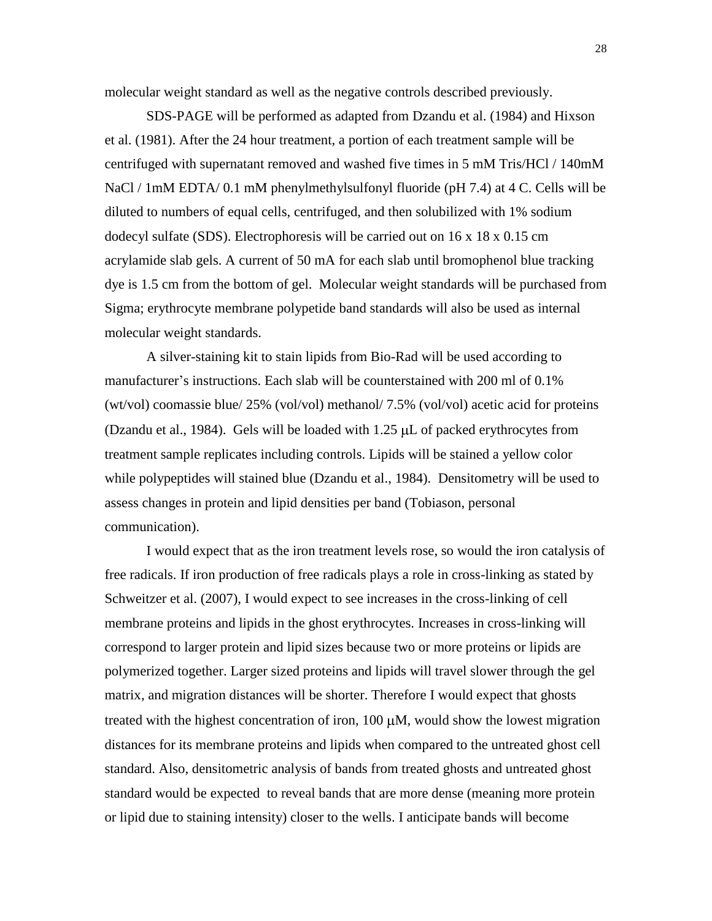molecular weight standard as well as the negative controls described previously.

SDS-PAGE will be performed as adapted from Dzandu et al. (1984) and Hixson et al. (1981). After the 24 hour treatment, a portion of each treatment sample will be centrifuged with supernatant removed and washed five times in 5 mM Tris/HCl / 140mM NaCl / 1mM EDTA/ 0.1 mM phenylmethylsulfonyl fluoride (pH 7.4) at 4 C. Cells will be diluted to numbers of equal cells, centrifuged, and then solubilized with 1% sodium dodecyl sulfate (SDS). Electrophoresis will be carried out on 16 x 18 x 0.15 cm acrylamide slab gels. A current of 50 mA for each slab until bromophenol blue tracking dye is 1.5 cm from the bottom of gel. Molecular weight standards will be purchased from Sigma; erythrocyte membrane polypetide band standards will also be used as internal molecular weight standards.

A silver-staining kit to stain lipids from Bio-Rad will be used according to manufacturer's instructions. Each slab will be counterstained with 200 ml of 0.1% (wt/vol) coomassie blue/ 25% (vol/vol) methanol/ 7.5% (vol/vol) acetic acid for proteins (Dzandu et al., 1984). Gels will be loaded with 1.25 μL of packed erythrocytes from treatment sample replicates including controls. Lipids will be stained a yellow color while polypeptides will stained blue (Dzandu et al., 1984). Densitometry will be used to assess changes in protein and lipid densities per band (Tobiason, personal communication).

I would expect that as the iron treatment levels rose, so would the iron catalysis of free radicals. If iron production of free radicals plays a role in cross-linking as stated by Schweitzer et al. (2007), I would expect to see increases in the cross-linking of cell membrane proteins and lipids in the ghost erythrocytes. Increases in cross-linking will correspond to larger protein and lipid sizes because two or more proteins or lipids are polymerized together. Larger sized proteins and lipids will travel slower through the gel matrix, and migration distances will be shorter. Therefore I would expect that ghosts treated with the highest concentration of iron, 100 μM, would show the lowest migration distances for its membrane proteins and lipids when compared to the untreated ghost cell standard. Also, densitometric analysis of bands from treated ghosts and untreated ghost standard would be expected to reveal bands that are more dense (meaning more protein or lipid due to staining intensity) closer to the wells. I anticipate bands will become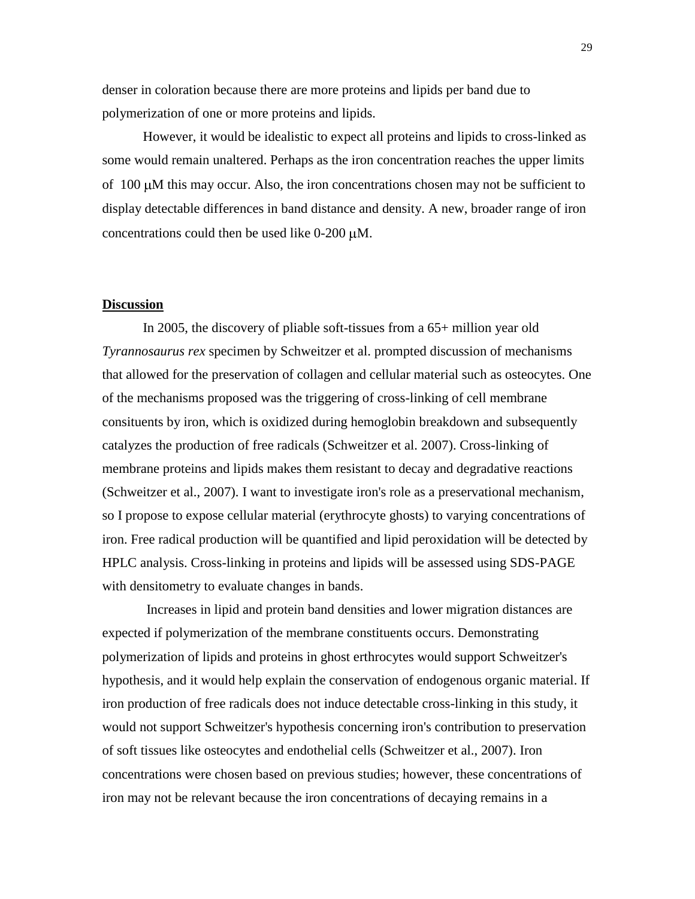denser in coloration because there are more proteins and lipids per band due to polymerization of one or more proteins and lipids.

However, it would be idealistic to expect all proteins and lipids to cross-linked as some would remain unaltered. Perhaps as the iron concentration reaches the upper limits of 100 μM this may occur. Also, the iron concentrations chosen may not be sufficient to display detectable differences in band distance and density. A new, broader range of iron concentrations could then be used like 0-200 μM.

## Discussion

In 2005, the discovery of pliable soft-tissues from a 65+ million year old *Tyrannosaurus rex* specimen by Schweitzer et al. prompted discussion of mechanisms that allowed for the preservation of collagen and cellular material such as osteocytes. One of the mechanisms proposed was the triggering of cross-linking of cell membrane consituents by iron, which is oxidized during hemoglobin breakdown and subsequently catalyzes the production of free radicals (Schweitzer et al. 2007). Cross-linking of membrane proteins and lipids makes them resistant to decay and degradative reactions (Schweitzer et al., 2007). I want to investigate iron's role as a preservational mechanism, so I propose to expose cellular material (erythrocyte ghosts) to varying concentrations of iron. Free radical production will be quantified and lipid peroxidation will be detected by HPLC analysis. Cross-linking in proteins and lipids will be assessed using SDS-PAGE with densitometry to evaluate changes in bands.

Increases in lipid and protein band densities and lower migration distances are expected if polymerization of the membrane constituents occurs. Demonstrating polymerization of lipids and proteins in ghost erthrocytes would support Schweitzer's hypothesis, and it would help explain the conservation of endogenous organic material. If iron production of free radicals does not induce detectable cross-linking in this study, it would not support Schweitzer's hypothesis concerning iron's contribution to preservation of soft tissues like osteocytes and endothelial cells (Schweitzer et al., 2007). Iron concentrations were chosen based on previous studies; however, these concentrations of iron may not be relevant because the iron concentrations of decaying remains in a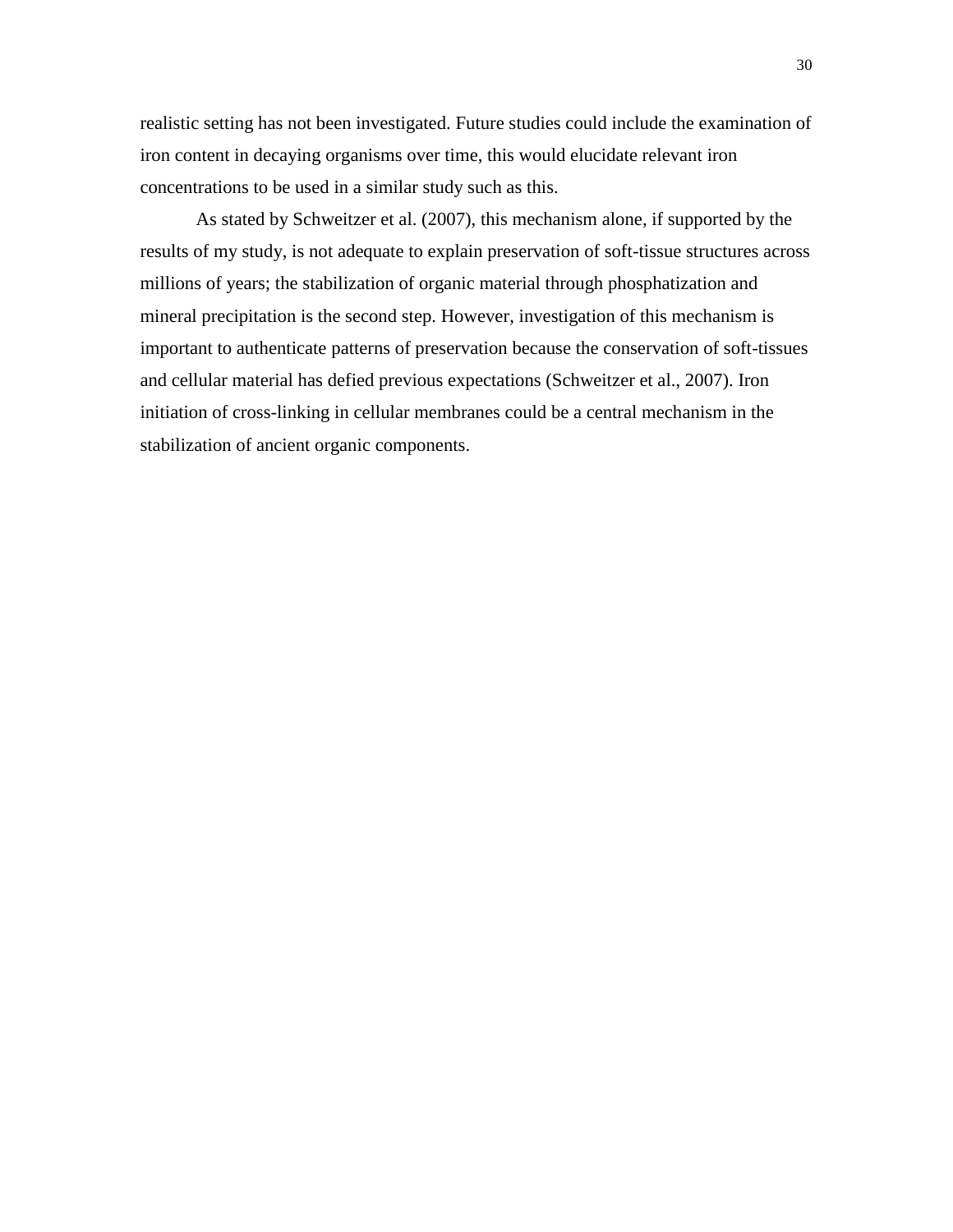realistic setting has not been investigated. Future studies could include the examination of iron content in decaying organisms over time, this would elucidate relevant iron concentrations to be used in a similar study such as this.

As stated by Schweitzer et al. (2007), this mechanism alone, if supported by the results of my study, is not adequate to explain preservation of soft-tissue structures across millions of years; the stabilization of organic material through phosphatization and mineral precipitation is the second step. However, investigation of this mechanism is important to authenticate patterns of preservation because the conservation of soft-tissues and cellular material has defied previous expectations (Schweitzer et al., 2007). Iron initiation of cross-linking in cellular membranes could be a central mechanism in the stabilization of ancient organic components.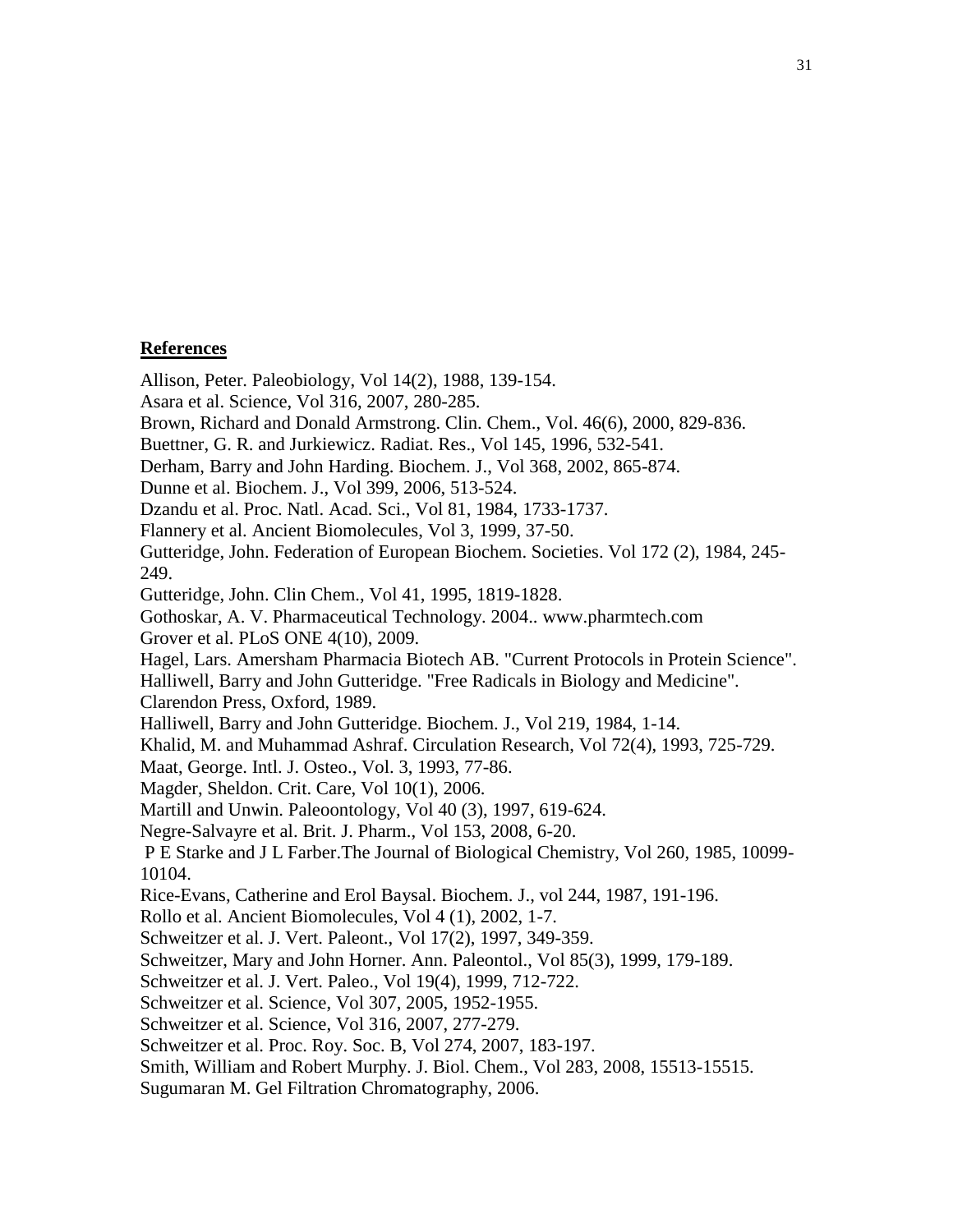## References

Allison, Peter. Paleobiology, Vol 14(2), 1988, 139-154.

Asara et al. Science, Vol 316, 2007, 280-285.

Brown, Richard and Donald Armstrong. Clin. Chem., Vol. 46(6), 2000, 829-836.

Buettner, G. R. and Jurkiewicz. Radiat. Res., Vol 145, 1996, 532-541.

Derham, Barry and John Harding. Biochem. J., Vol 368, 2002, 865-874.

Dunne et al. Biochem. J., Vol 399, 2006, 513-524.

Dzandu et al. Proc. Natl. Acad. Sci., Vol 81, 1984, 1733-1737.

Flannery et al. Ancient Biomolecules, Vol 3, 1999, 37-50.

Gutteridge, John. Federation of European Biochem. Societies. Vol 172 (2), 1984, 245-249.

Gutteridge, John. Clin Chem., Vol 41, 1995, 1819-1828.

Gothoskar, A. V. Pharmaceutical Technology. 2004.. www.pharmtech.com

Grover et al. PLoS ONE 4(10), 2009.

Hagel, Lars. Amersham Pharmacia Biotech AB. "Current Protocols in Protein Science".

Halliwell, Barry and John Gutteridge. "Free Radicals in Biology and Medicine". Clarendon Press, Oxford, 1989.

Halliwell, Barry and John Gutteridge. Biochem. J., Vol 219, 1984, 1-14.

Khalid, M. and Muhammad Ashraf. Circulation Research, Vol 72(4), 1993, 725-729.

Maat, George. Intl. J. Osteo., Vol. 3, 1993, 77-86.

Magder, Sheldon. Crit. Care, Vol 10(1), 2006.

Martill and Unwin. Paleoontology, Vol 40 (3), 1997, 619-624.

Negre-Salvayre et al. Brit. J. Pharm., Vol 153, 2008, 6-20.

P E Starke and J L Farber.The Journal of Biological Chemistry, Vol 260, 1985, 10099-10104.

Rice-Evans, Catherine and Erol Baysal. Biochem. J., vol 244, 1987, 191-196.

Rollo et al. Ancient Biomolecules, Vol 4 (1), 2002, 1-7.

Schweitzer et al. J. Vert. Paleont., Vol 17(2), 1997, 349-359.

Schweitzer, Mary and John Horner. Ann. Paleontol., Vol 85(3), 1999, 179-189.

Schweitzer et al. J. Vert. Paleo., Vol 19(4), 1999, 712-722.

Schweitzer et al. Science, Vol 307, 2005, 1952-1955.

Schweitzer et al. Science, Vol 316, 2007, 277-279.

Schweitzer et al. Proc. Roy. Soc. B, Vol 274, 2007, 183-197.

Smith, William and Robert Murphy. J. Biol. Chem., Vol 283, 2008, 15513-15515.

Sugumaran M. Gel Filtration Chromatography, 2006.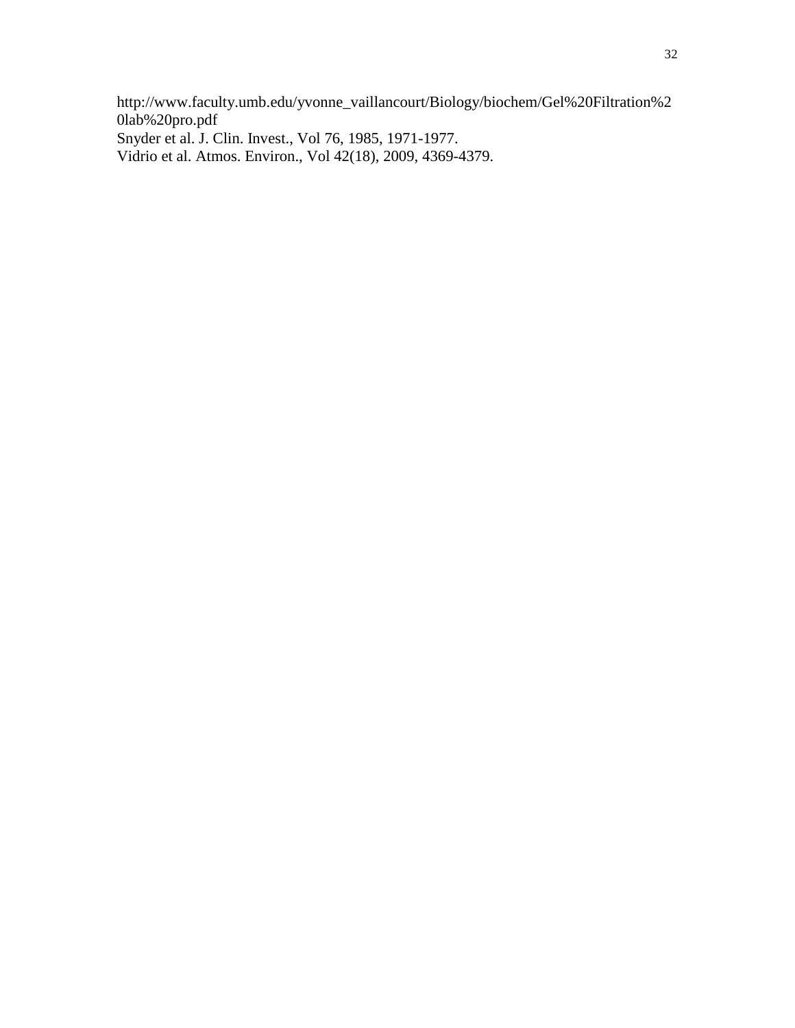http://www.faculty.umb.edu/yvonne_vaillancourt/Biology/biochem/Gel%20Filtration%20lab%20pro.pdf

Snyder et al. J. Clin. Invest., Vol 76, 1985, 1971-1977.

Vidrio et al. Atmos. Environ., Vol 42(18), 2009, 4369-4379.